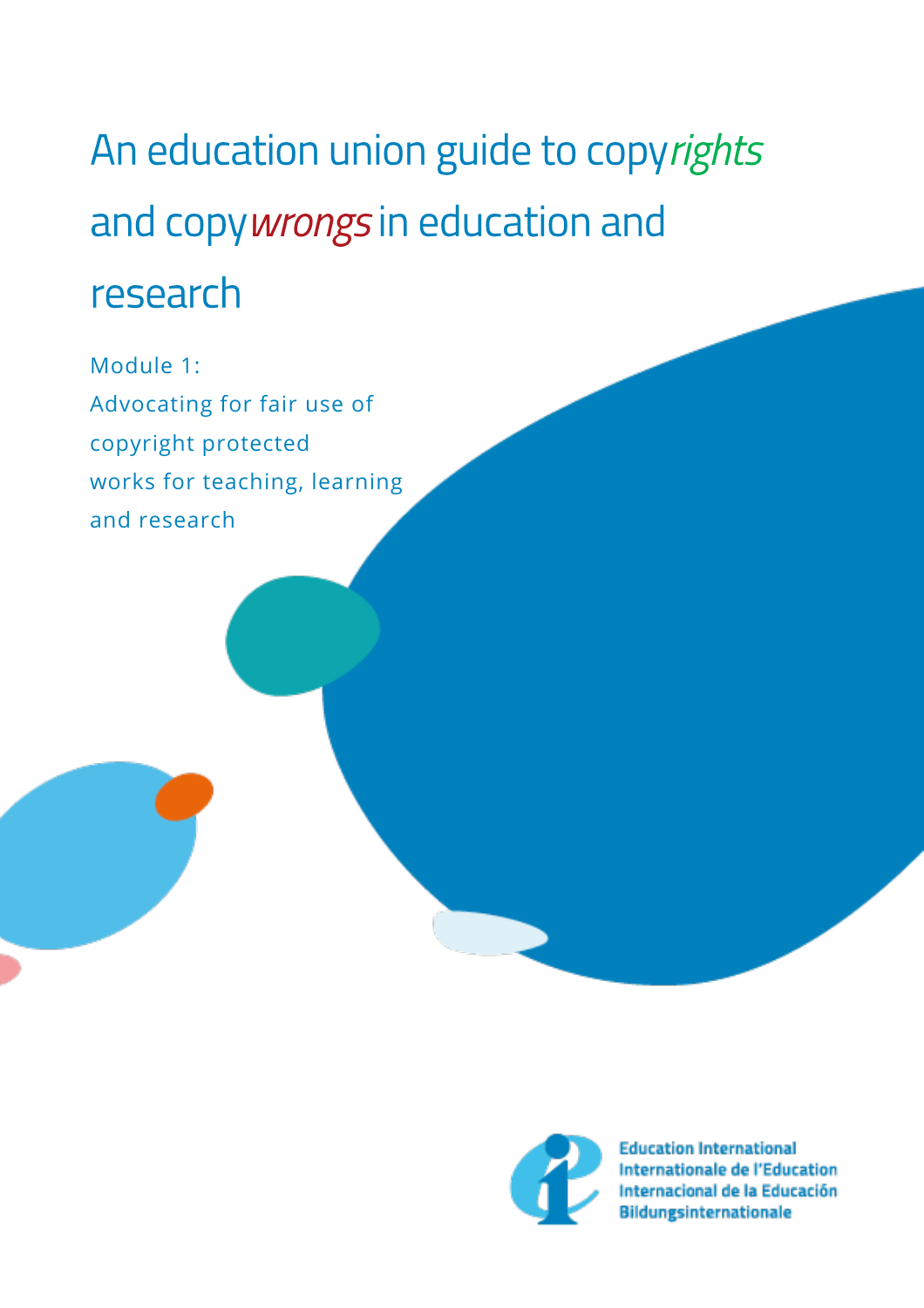# An education union guide to copy*rights* and copy*wrongs* in education and research

## Module 1: Advocating for fair use of copyright protected works for teaching, learning and research

Education International
Internationale de l'Education
Internacional de la Educación
Bildungsinternationale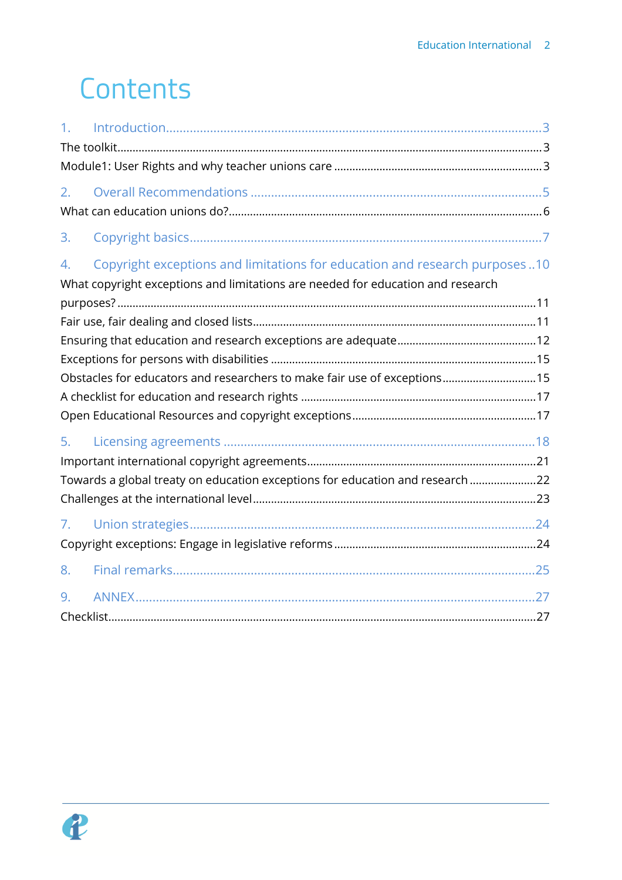# Contents

1. Introduction...3
   - The toolkit...3
   - Module1: User Rights and why teacher unions care...3
2. Overall Recommendations...5
   - What can education unions do?...6
3. Copyright basics...7
4. Copyright exceptions and limitations for education and research purposes...10
   - What copyright exceptions and limitations are needed for education and research purposes?...11
   - Fair use, fair dealing and closed lists...11
   - Ensuring that education and research exceptions are adequate...12
   - Exceptions for persons with disabilities...15
   - Obstacles for educators and researchers to make fair use of exceptions...15
   - A checklist for education and research rights...17
   - Open Educational Resources and copyright exceptions...17
5. Licensing agreements...18
   - Important international copyright agreements...21
   - Towards a global treaty on education exceptions for education and research...22
   - Challenges at the international level...23

7. Union strategies...24
   - Copyright exceptions: Engage in legislative reforms...24

8. Final remarks...25

9. ANNEX...27
   - Checklist...27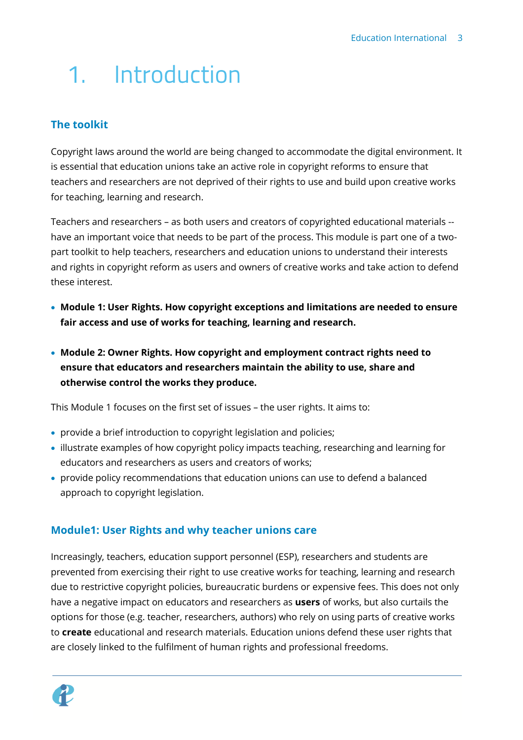# 1. Introduction

## The toolkit

Copyright laws around the world are being changed to accommodate the digital environment. It is essential that education unions take an active role in copyright reforms to ensure that teachers and researchers are not deprived of their rights to use and build upon creative works for teaching, learning and research.

Teachers and researchers – as both users and creators of copyrighted educational materials -- have an important voice that needs to be part of the process. This module is part one of a two-part toolkit to help teachers, researchers and education unions to understand their interests and rights in copyright reform as users and owners of creative works and take action to defend these interest.

- **Module 1: User Rights. How copyright exceptions and limitations are needed to ensure fair access and use of works for teaching, learning and research.**

- **Module 2: Owner Rights. How copyright and employment contract rights need to ensure that educators and researchers maintain the ability to use, share and otherwise control the works they produce.**

This Module 1 focuses on the first set of issues – the user rights. It aims to:

- provide a brief introduction to copyright legislation and policies;
- illustrate examples of how copyright policy impacts teaching, researching and learning for educators and researchers as users and creators of works;
- provide policy recommendations that education unions can use to defend a balanced approach to copyright legislation.

## Module1: User Rights and why teacher unions care

Increasingly, teachers, education support personnel (ESP), researchers and students are prevented from exercising their right to use creative works for teaching, learning and research due to restrictive copyright policies, bureaucratic burdens or expensive fees. This does not only have a negative impact on educators and researchers as **users** of works, but also curtails the options for those (e.g. teacher, researchers, authors) who rely on using parts of creative works to **create** educational and research materials. Education unions defend these user rights that are closely linked to the fulfilment of human rights and professional freedoms.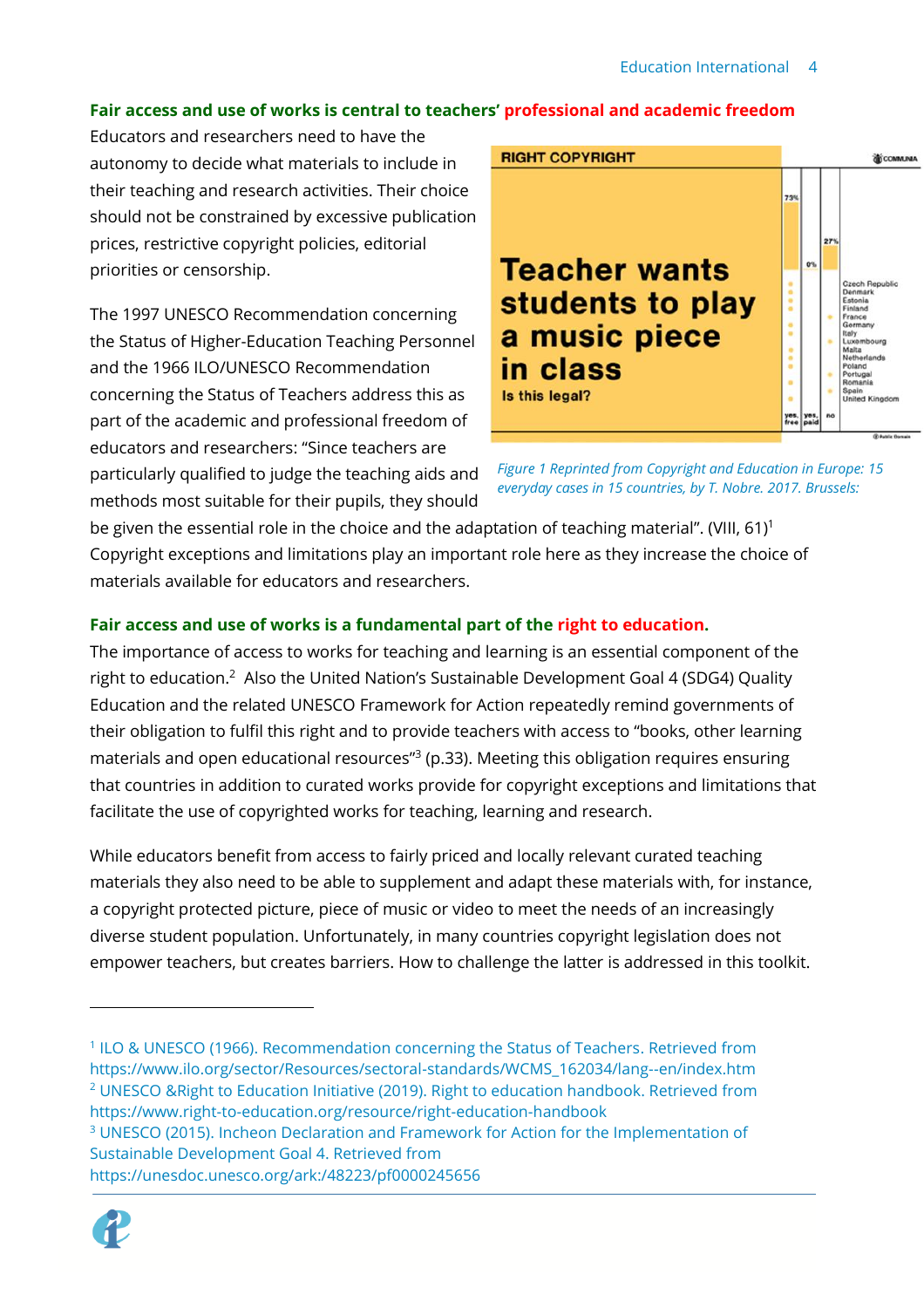## Fair access and use of works is central to teachers' professional and academic freedom

Educators and researchers need to have the autonomy to decide what materials to include in their teaching and research activities. Their choice should not be constrained by excessive publication prices, restrictive copyright policies, editorial priorities or censorship.

The 1997 UNESCO Recommendation concerning the Status of Higher-Education Teaching Personnel and the 1966 ILO/UNESCO Recommendation concerning the Status of Teachers address this as part of the academic and professional freedom of educators and researchers: "Since teachers are particularly qualified to judge the teaching aids and methods most suitable for their pupils, they should be given the essential role in the choice and the adaptation of teaching material". (VIII, 61)[1] Copyright exceptions and limitations play an important role here as they increase the choice of materials available for educators and researchers.

*Figure 1 Reprinted from Copyright and Education in Europe: 15 everyday cases in 15 countries, by T. Nobre. 2017. Brussels:*

## Fair access and use of works is a fundamental part of the right to education.

The importance of access to works for teaching and learning is an essential component of the right to education.[2] Also the United Nation's Sustainable Development Goal 4 (SDG4) Quality Education and the related UNESCO Framework for Action repeatedly remind governments of their obligation to fulfil this right and to provide teachers with access to "books, other learning materials and open educational resources"[3] (p.33). Meeting this obligation requires ensuring that countries in addition to curated works provide for copyright exceptions and limitations that facilitate the use of copyrighted works for teaching, learning and research.

While educators benefit from access to fairly priced and locally relevant curated teaching materials they also need to be able to supplement and adapt these materials with, for instance, a copyright protected picture, piece of music or video to meet the needs of an increasingly diverse student population. Unfortunately, in many countries copyright legislation does not empower teachers, but creates barriers. How to challenge the latter is addressed in this toolkit.

---

[1] ILO & UNESCO (1966). Recommendation concerning the Status of Teachers. Retrieved from https://www.ilo.org/sector/Resources/sectoral-standards/WCMS_162034/lang--en/index.htm

[2] UNESCO &Right to Education Initiative (2019). Right to education handbook. Retrieved from https://www.right-to-education.org/resource/right-education-handbook

[3] UNESCO (2015). Incheon Declaration and Framework for Action for the Implementation of Sustainable Development Goal 4. Retrieved from https://unesdoc.unesco.org/ark:/48223/pf0000245656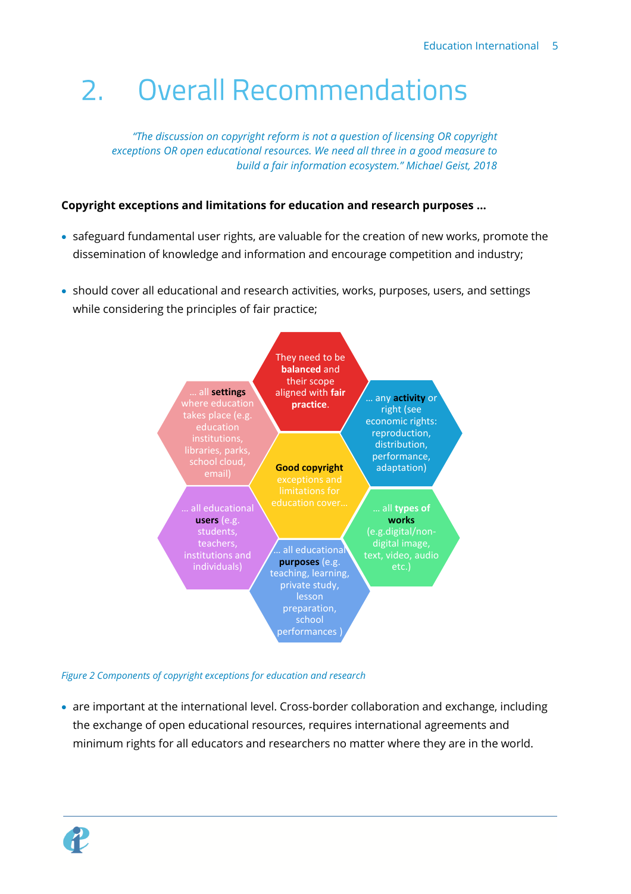# 2. Overall Recommendations

*"The discussion on copyright reform is not a question of licensing OR copyright exceptions OR open educational resources. We need all three in a good measure to build a fair information ecosystem." Michael Geist, 2018*

**Copyright exceptions and limitations for education and research purposes ...**

- safeguard fundamental user rights, are valuable for the creation of new works, promote the dissemination of knowledge and information and encourage competition and industry;
- should cover all educational and research activities, works, purposes, users, and settings while considering the principles of fair practice;

**Good copyright** exceptions and limitations for education cover...

- They need to be **balanced** and their scope aligned with **fair practice**.
- ... any **activity** or right (see economic rights: reproduction, distribution, performance, adaptation)
- ... all **types of works** (e.g.digital/non-digital image, text, video, audio etc.)
- ... all educational **purposes** (e.g. teaching, learning, private study, lesson preparation, school performances )
- ... all educational **users** (e.g. students, teachers, institutions and individuals)
- ... all **settings** where education takes place (e.g. education institutions, libraries, parks, school cloud, email)

*Figure 2 Components of copyright exceptions for education and research*

- are important at the international level. Cross-border collaboration and exchange, including the exchange of open educational resources, requires international agreements and minimum rights for all educators and researchers no matter where they are in the world.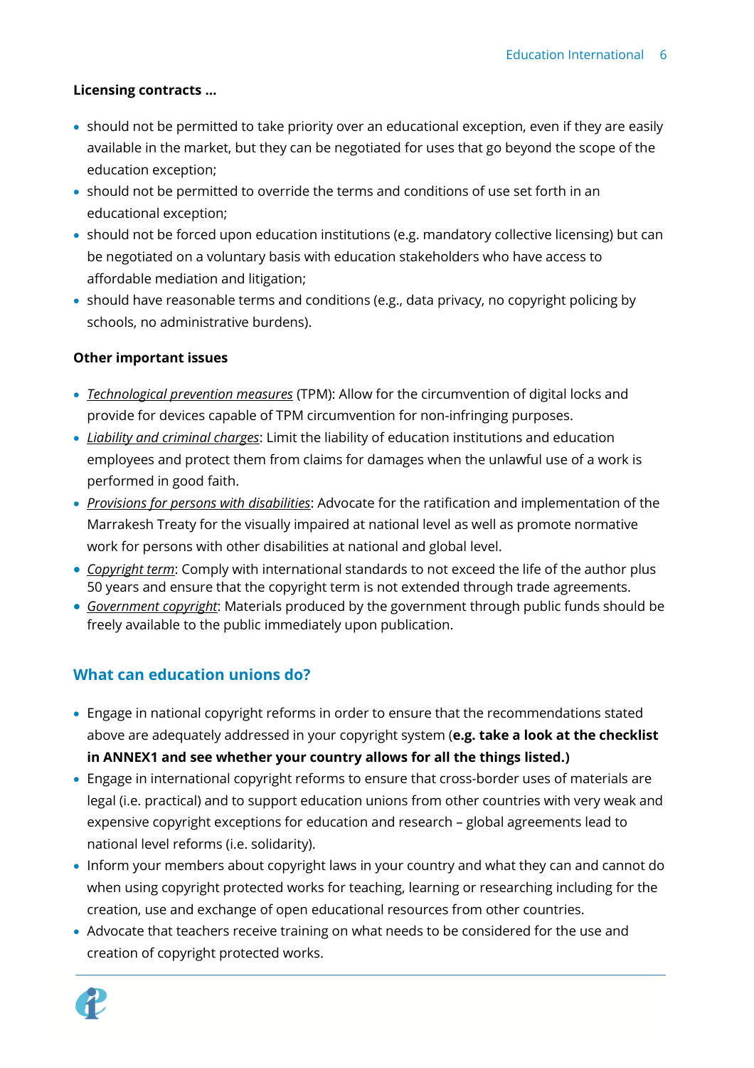**Licensing contracts ...**

- should not be permitted to take priority over an educational exception, even if they are easily available in the market, but they can be negotiated for uses that go beyond the scope of the education exception;
- should not be permitted to override the terms and conditions of use set forth in an educational exception;
- should not be forced upon education institutions (e.g. mandatory collective licensing) but can be negotiated on a voluntary basis with education stakeholders who have access to affordable mediation and litigation;
- should have reasonable terms and conditions (e.g., data privacy, no copyright policing by schools, no administrative burdens).

**Other important issues**

- *Technological prevention measures* (TPM): Allow for the circumvention of digital locks and provide for devices capable of TPM circumvention for non-infringing purposes.
- *Liability and criminal charges*: Limit the liability of education institutions and education employees and protect them from claims for damages when the unlawful use of a work is performed in good faith.
- *Provisions for persons with disabilities*: Advocate for the ratification and implementation of the Marrakesh Treaty for the visually impaired at national level as well as promote normative work for persons with other disabilities at national and global level.
- *Copyright term*: Comply with international standards to not exceed the life of the author plus 50 years and ensure that the copyright term is not extended through trade agreements.
- *Government copyright*: Materials produced by the government through public funds should be freely available to the public immediately upon publication.

## What can education unions do?

- Engage in national copyright reforms in order to ensure that the recommendations stated above are adequately addressed in your copyright system (**e.g. take a look at the checklist in ANNEX1 and see whether your country allows for all the things listed.)**
- Engage in international copyright reforms to ensure that cross-border uses of materials are legal (i.e. practical) and to support education unions from other countries with very weak and expensive copyright exceptions for education and research – global agreements lead to national level reforms (i.e. solidarity).
- Inform your members about copyright laws in your country and what they can and cannot do when using copyright protected works for teaching, learning or researching including for the creation, use and exchange of open educational resources from other countries.
- Advocate that teachers receive training on what needs to be considered for the use and creation of copyright protected works.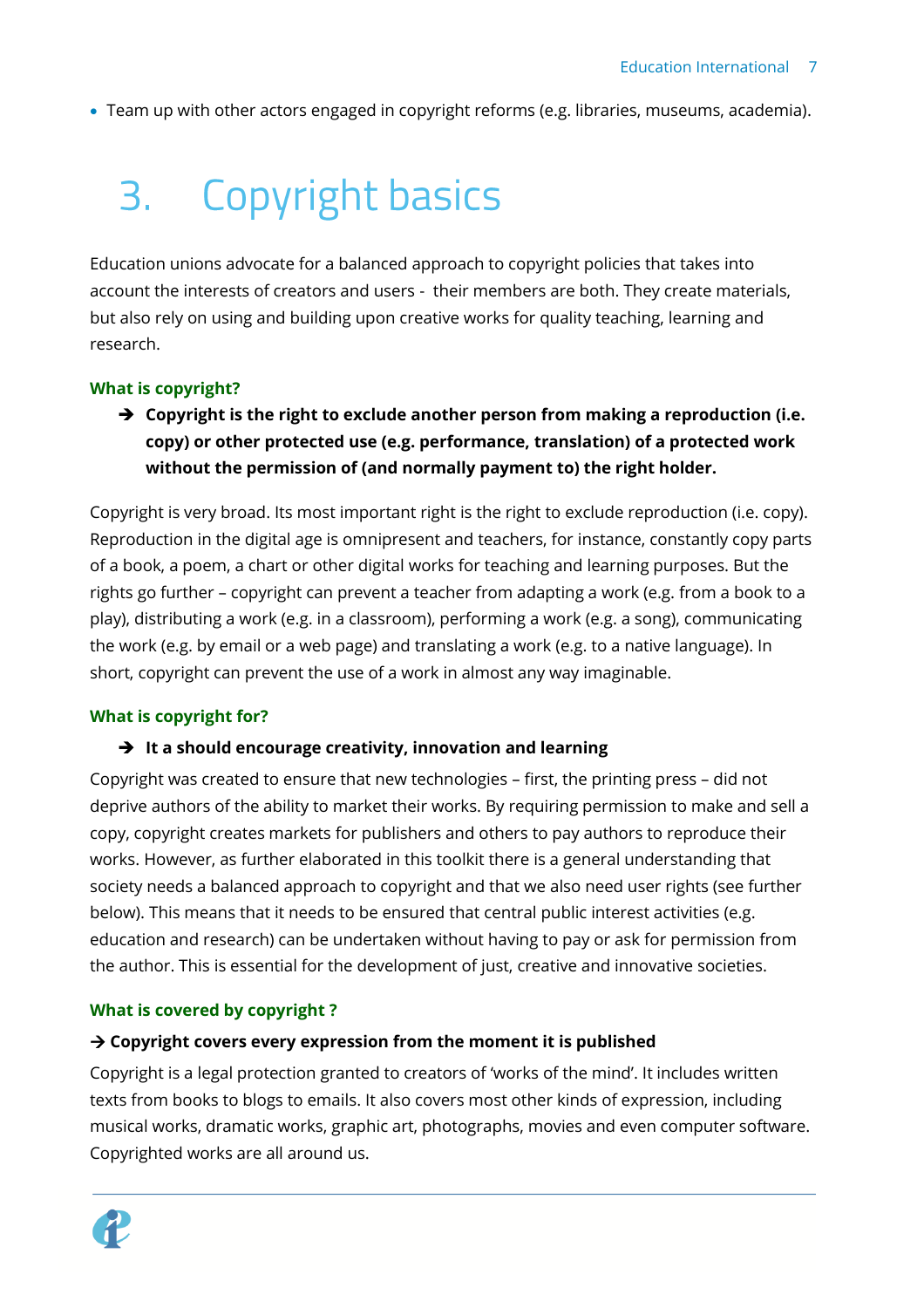- Team up with other actors engaged in copyright reforms (e.g. libraries, museums, academia).

# 3. Copyright basics

Education unions advocate for a balanced approach to copyright policies that takes into account the interests of creators and users - their members are both. They create materials, but also rely on using and building upon creative works for quality teaching, learning and research.

### What is copyright?

→ **Copyright is the right to exclude another person from making a reproduction (i.e. copy) or other protected use (e.g. performance, translation) of a protected work without the permission of (and normally payment to) the right holder.**

Copyright is very broad. Its most important right is the right to exclude reproduction (i.e. copy). Reproduction in the digital age is omnipresent and teachers, for instance, constantly copy parts of a book, a poem, a chart or other digital works for teaching and learning purposes. But the rights go further – copyright can prevent a teacher from adapting a work (e.g. from a book to a play), distributing a work (e.g. in a classroom), performing a work (e.g. a song), communicating the work (e.g. by email or a web page) and translating a work (e.g. to a native language). In short, copyright can prevent the use of a work in almost any way imaginable.

### What is copyright for?

→ **It a should encourage creativity, innovation and learning**

Copyright was created to ensure that new technologies – first, the printing press – did not deprive authors of the ability to market their works. By requiring permission to make and sell a copy, copyright creates markets for publishers and others to pay authors to reproduce their works. However, as further elaborated in this toolkit there is a general understanding that society needs a balanced approach to copyright and that we also need user rights (see further below). This means that it needs to be ensured that central public interest activities (e.g. education and research) can be undertaken without having to pay or ask for permission from the author. This is essential for the development of just, creative and innovative societies.

### What is covered by copyright ?

→ **Copyright covers every expression from the moment it is published**

Copyright is a legal protection granted to creators of 'works of the mind'. It includes written texts from books to blogs to emails. It also covers most other kinds of expression, including musical works, dramatic works, graphic art, photographs, movies and even computer software. Copyrighted works are all around us.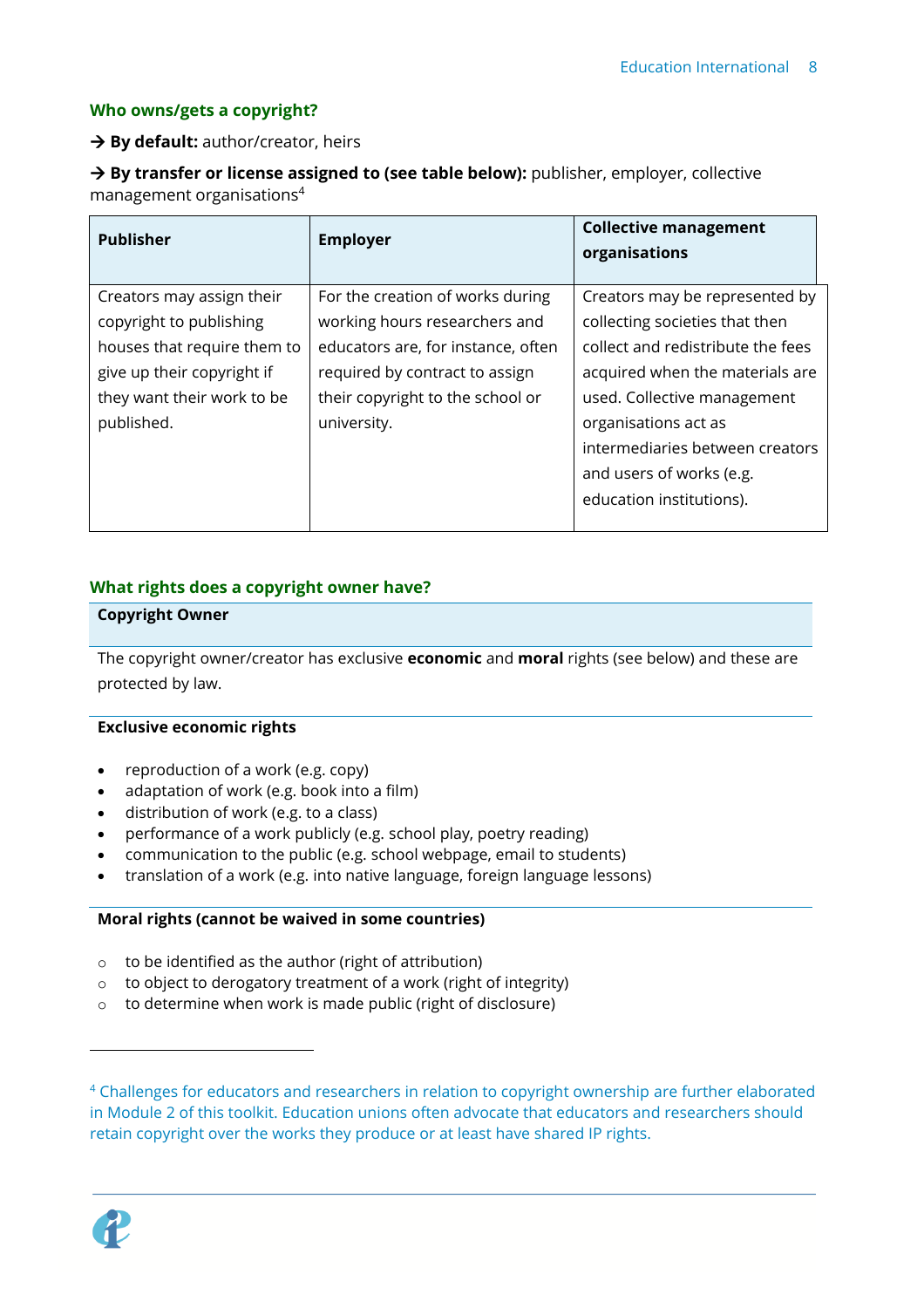### Who owns/gets a copyright?

→ **By default:** author/creator, heirs

→ **By transfer or license assigned to (see table below):** publisher, employer, collective management organisations[4]

| Publisher | Employer | Collective management organisations |
|---|---|---|
| Creators may assign their copyright to publishing houses that require them to give up their copyright if they want their work to be published. | For the creation of works during working hours researchers and educators are, for instance, often required by contract to assign their copyright to the school or university. | Creators may be represented by collecting societies that then collect and redistribute the fees acquired when the materials are used. Collective management organisations act as intermediaries between creators and users of works (e.g. education institutions). |

### What rights does a copyright owner have?

**Copyright Owner**

The copyright owner/creator has exclusive **economic** and **moral** rights (see below) and these are protected by law.

**Exclusive economic rights**

- reproduction of a work (e.g. copy)
- adaptation of work (e.g. book into a film)
- distribution of work (e.g. to a class)
- performance of a work publicly (e.g. school play, poetry reading)
- communication to the public (e.g. school webpage, email to students)
- translation of a work (e.g. into native language, foreign language lessons)

**Moral rights (cannot be waived in some countries)**

- to be identified as the author (right of attribution)
- to object to derogatory treatment of a work (right of integrity)
- to determine when work is made public (right of disclosure)

---

[4] Challenges for educators and researchers in relation to copyright ownership are further elaborated in Module 2 of this toolkit. Education unions often advocate that educators and researchers should retain copyright over the works they produce or at least have shared IP rights.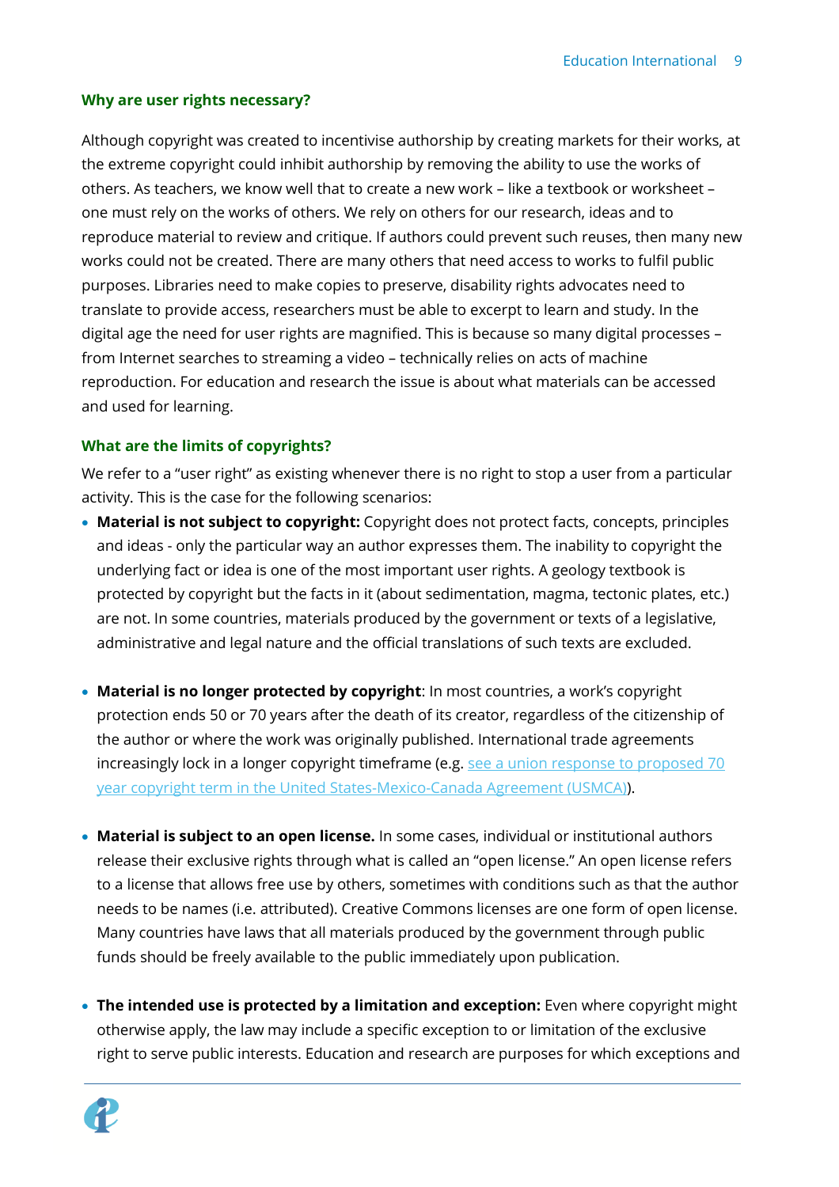### Why are user rights necessary?

Although copyright was created to incentivise authorship by creating markets for their works, at the extreme copyright could inhibit authorship by removing the ability to use the works of others. As teachers, we know well that to create a new work – like a textbook or worksheet – one must rely on the works of others. We rely on others for our research, ideas and to reproduce material to review and critique. If authors could prevent such reuses, then many new works could not be created. There are many others that need access to works to fulfil public purposes. Libraries need to make copies to preserve, disability rights advocates need to translate to provide access, researchers must be able to excerpt to learn and study. In the digital age the need for user rights are magnified. This is because so many digital processes – from Internet searches to streaming a video – technically relies on acts of machine reproduction. For education and research the issue is about what materials can be accessed and used for learning.

### What are the limits of copyrights?

We refer to a "user right" as existing whenever there is no right to stop a user from a particular activity. This is the case for the following scenarios:

- **Material is not subject to copyright:** Copyright does not protect facts, concepts, principles and ideas - only the particular way an author expresses them. The inability to copyright the underlying fact or idea is one of the most important user rights. A geology textbook is protected by copyright but the facts in it (about sedimentation, magma, tectonic plates, etc.) are not. In some countries, materials produced by the government or texts of a legislative, administrative and legal nature and the official translations of such texts are excluded.

- **Material is no longer protected by copyright**: In most countries, a work's copyright protection ends 50 or 70 years after the death of its creator, regardless of the citizenship of the author or where the work was originally published. International trade agreements increasingly lock in a longer copyright timeframe (e.g. see a union response to proposed 70 year copyright term in the United States-Mexico-Canada Agreement (USMCA)).

- **Material is subject to an open license.** In some cases, individual or institutional authors release their exclusive rights through what is called an "open license." An open license refers to a license that allows free use by others, sometimes with conditions such as that the author needs to be names (i.e. attributed). Creative Commons licenses are one form of open license. Many countries have laws that all materials produced by the government through public funds should be freely available to the public immediately upon publication.

- **The intended use is protected by a limitation and exception:** Even where copyright might otherwise apply, the law may include a specific exception to or limitation of the exclusive right to serve public interests. Education and research are purposes for which exceptions and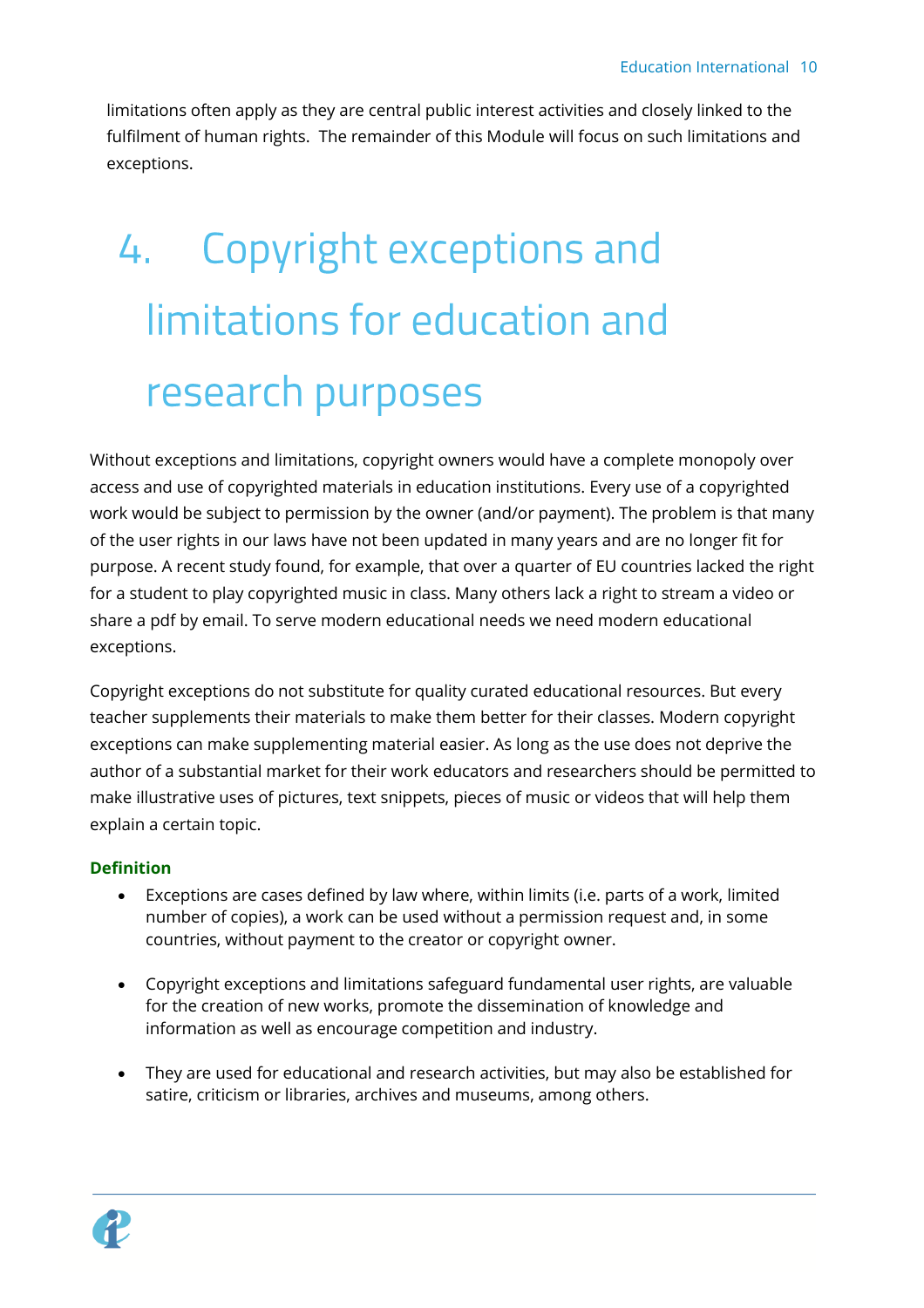limitations often apply as they are central public interest activities and closely linked to the fulfilment of human rights. The remainder of this Module will focus on such limitations and exceptions.

# 4. Copyright exceptions and limitations for education and research purposes

Without exceptions and limitations, copyright owners would have a complete monopoly over access and use of copyrighted materials in education institutions. Every use of a copyrighted work would be subject to permission by the owner (and/or payment). The problem is that many of the user rights in our laws have not been updated in many years and are no longer fit for purpose. A recent study found, for example, that over a quarter of EU countries lacked the right for a student to play copyrighted music in class. Many others lack a right to stream a video or share a pdf by email. To serve modern educational needs we need modern educational exceptions.

Copyright exceptions do not substitute for quality curated educational resources. But every teacher supplements their materials to make them better for their classes. Modern copyright exceptions can make supplementing material easier. As long as the use does not deprive the author of a substantial market for their work educators and researchers should be permitted to make illustrative uses of pictures, text snippets, pieces of music or videos that will help them explain a certain topic.

**Definition**

- Exceptions are cases defined by law where, within limits (i.e. parts of a work, limited number of copies), a work can be used without a permission request and, in some countries, without payment to the creator or copyright owner.
- Copyright exceptions and limitations safeguard fundamental user rights, are valuable for the creation of new works, promote the dissemination of knowledge and information as well as encourage competition and industry.
- They are used for educational and research activities, but may also be established for satire, criticism or libraries, archives and museums, among others.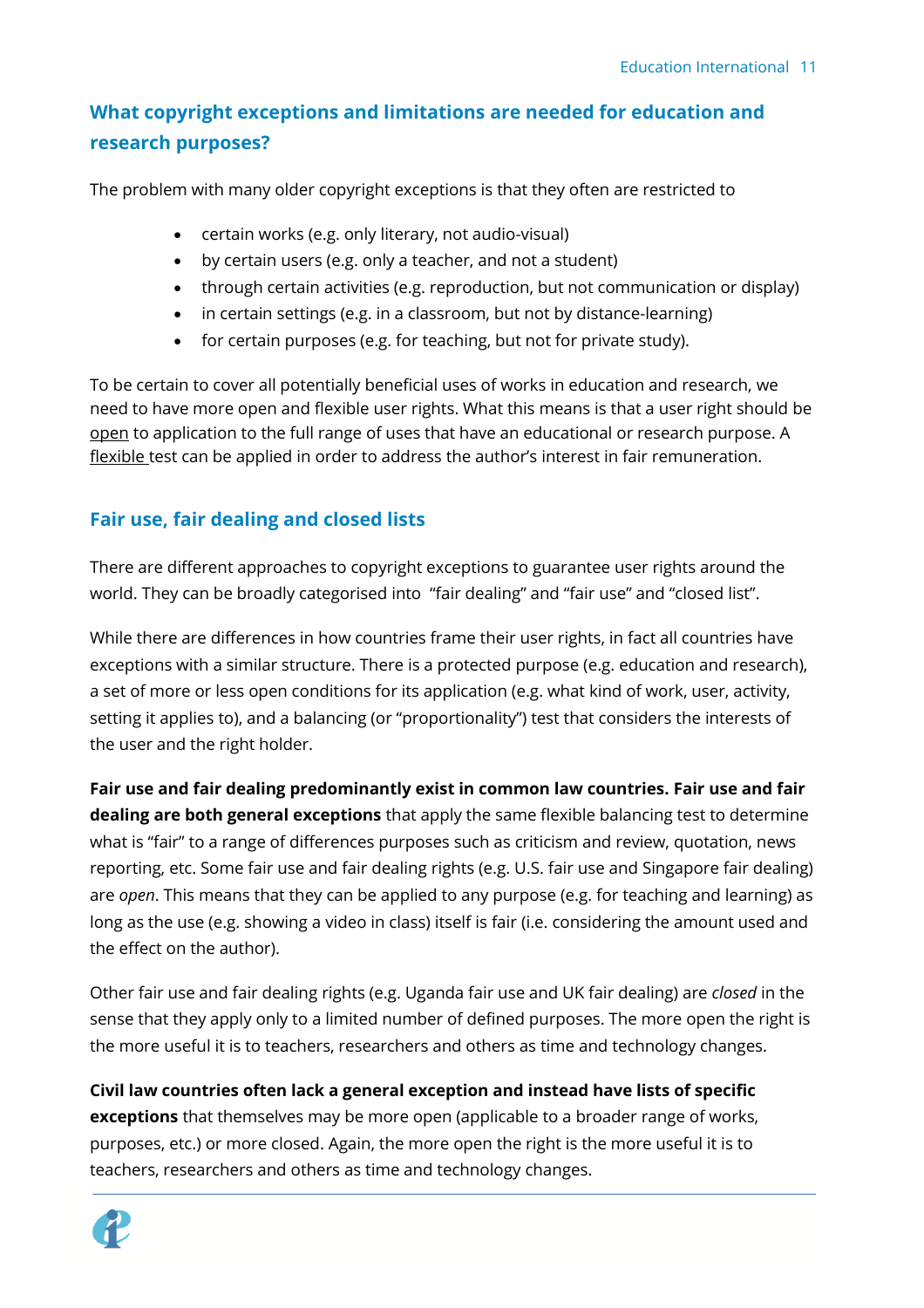## What copyright exceptions and limitations are needed for education and research purposes?

The problem with many older copyright exceptions is that they often are restricted to

- certain works (e.g. only literary, not audio-visual)
- by certain users (e.g. only a teacher, and not a student)
- through certain activities (e.g. reproduction, but not communication or display)
- in certain settings (e.g. in a classroom, but not by distance-learning)
- for certain purposes (e.g. for teaching, but not for private study).

To be certain to cover all potentially beneficial uses of works in education and research, we need to have more open and flexible user rights. What this means is that a user right should be open to application to the full range of uses that have an educational or research purpose. A flexible test can be applied in order to address the author's interest in fair remuneration.

## Fair use, fair dealing and closed lists

There are different approaches to copyright exceptions to guarantee user rights around the world. They can be broadly categorised into "fair dealing" and "fair use" and "closed list".

While there are differences in how countries frame their user rights, in fact all countries have exceptions with a similar structure. There is a protected purpose (e.g. education and research), a set of more or less open conditions for its application (e.g. what kind of work, user, activity, setting it applies to), and a balancing (or "proportionality") test that considers the interests of the user and the right holder.

**Fair use and fair dealing predominantly exist in common law countries. Fair use and fair dealing are both general exceptions** that apply the same flexible balancing test to determine what is "fair" to a range of differences purposes such as criticism and review, quotation, news reporting, etc. Some fair use and fair dealing rights (e.g. U.S. fair use and Singapore fair dealing) are *open*. This means that they can be applied to any purpose (e.g. for teaching and learning) as long as the use (e.g. showing a video in class) itself is fair (i.e. considering the amount used and the effect on the author).

Other fair use and fair dealing rights (e.g. Uganda fair use and UK fair dealing) are *closed* in the sense that they apply only to a limited number of defined purposes. The more open the right is the more useful it is to teachers, researchers and others as time and technology changes.

**Civil law countries often lack a general exception and instead have lists of specific exceptions** that themselves may be more open (applicable to a broader range of works, purposes, etc.) or more closed. Again, the more open the right is the more useful it is to teachers, researchers and others as time and technology changes.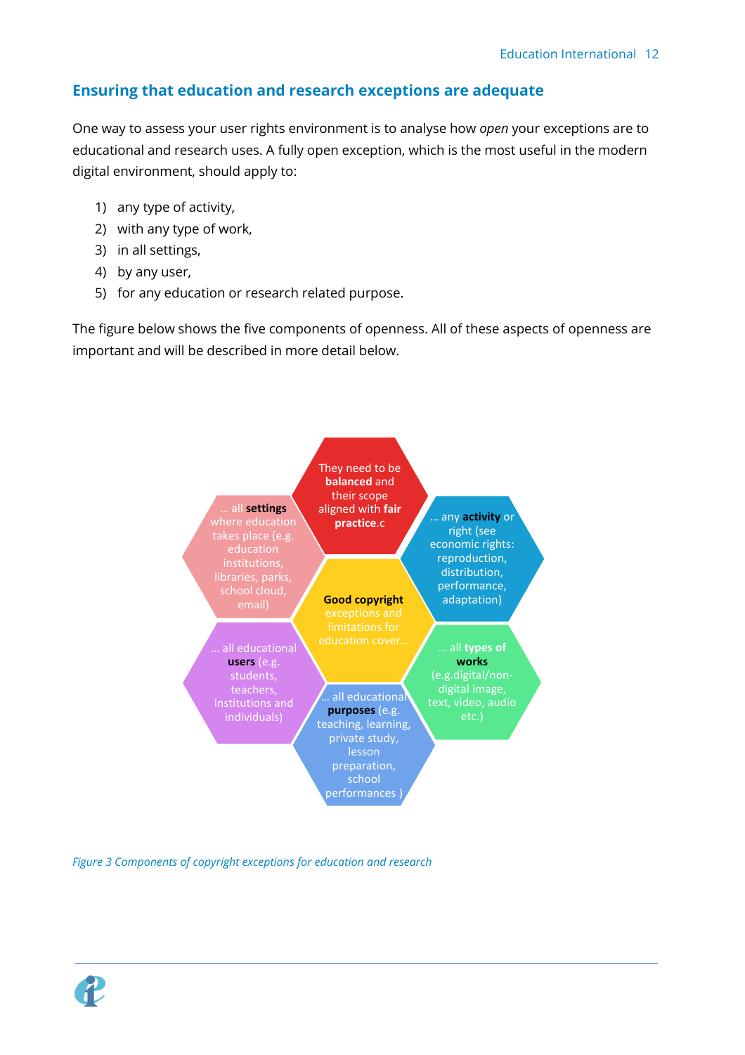## Ensuring that education and research exceptions are adequate

One way to assess your user rights environment is to analyse how *open* your exceptions are to educational and research uses. A fully open exception, which is the most useful in the modern digital environment, should apply to:

1) any type of activity,
2) with any type of work,
3) in all settings,
4) by any user,
5) for any education or research related purpose.

The figure below shows the five components of openness. All of these aspects of openness are important and will be described in more detail below.

They need to be **balanced** and their scope aligned with **fair practice**.c

... any **activity** or right (see economic rights: reproduction, distribution, performance, adaptation)

... all **settings** where education takes place (e.g. education institutions, libraries, parks, school cloud, email)

**Good copyright** exceptions and limitations for education cover...

... all **types of works** (e.g.digital/non-digital image, text, video, audio etc.)

... all educational **users** (e.g. students, teachers, institutions and individuals)

... all educational **purposes** (e.g. teaching, learning, private study, lesson preparation, school performances )

*Figure 3 Components of copyright exceptions for education and research*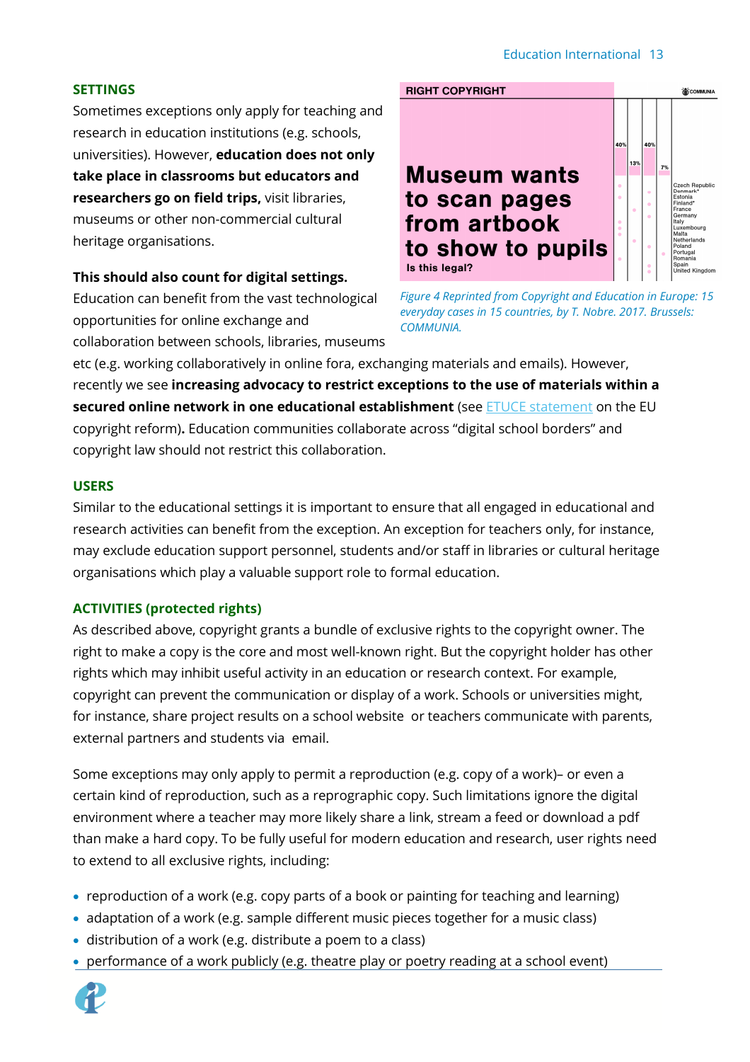## SETTINGS

Sometimes exceptions only apply for teaching and research in education institutions (e.g. schools, universities). However, **education does not only take place in classrooms but educators and researchers go on field trips,** visit libraries, museums or other non-commercial cultural heritage organisations.

**This should also count for digital settings.** Education can benefit from the vast technological opportunities for online exchange and collaboration between schools, libraries, museums etc (e.g. working collaboratively in online fora, exchanging materials and emails). However, recently we see **increasing advocacy to restrict exceptions to the use of materials within a secured online network in one educational establishment** (see ETUCE statement on the EU copyright reform)**.** Education communities collaborate across "digital school borders" and copyright law should not restrict this collaboration.

*Figure 4 Reprinted from Copyright and Education in Europe: 15 everyday cases in 15 countries, by T. Nobre. 2017. Brussels: COMMUNIA.*

## USERS

Similar to the educational settings it is important to ensure that all engaged in educational and research activities can benefit from the exception. An exception for teachers only, for instance, may exclude education support personnel, students and/or staff in libraries or cultural heritage organisations which play a valuable support role to formal education.

## ACTIVITIES (protected rights)

As described above, copyright grants a bundle of exclusive rights to the copyright owner. The right to make a copy is the core and most well-known right. But the copyright holder has other rights which may inhibit useful activity in an education or research context. For example, copyright can prevent the communication or display of a work. Schools or universities might, for instance, share project results on a school website or teachers communicate with parents, external partners and students via email.

Some exceptions may only apply to permit a reproduction (e.g. copy of a work)– or even a certain kind of reproduction, such as a reprographic copy. Such limitations ignore the digital environment where a teacher may more likely share a link, stream a feed or download a pdf than make a hard copy. To be fully useful for modern education and research, user rights need to extend to all exclusive rights, including:

- reproduction of a work (e.g. copy parts of a book or painting for teaching and learning)
- adaptation of a work (e.g. sample different music pieces together for a music class)
- distribution of a work (e.g. distribute a poem to a class)
- performance of a work publicly (e.g. theatre play or poetry reading at a school event)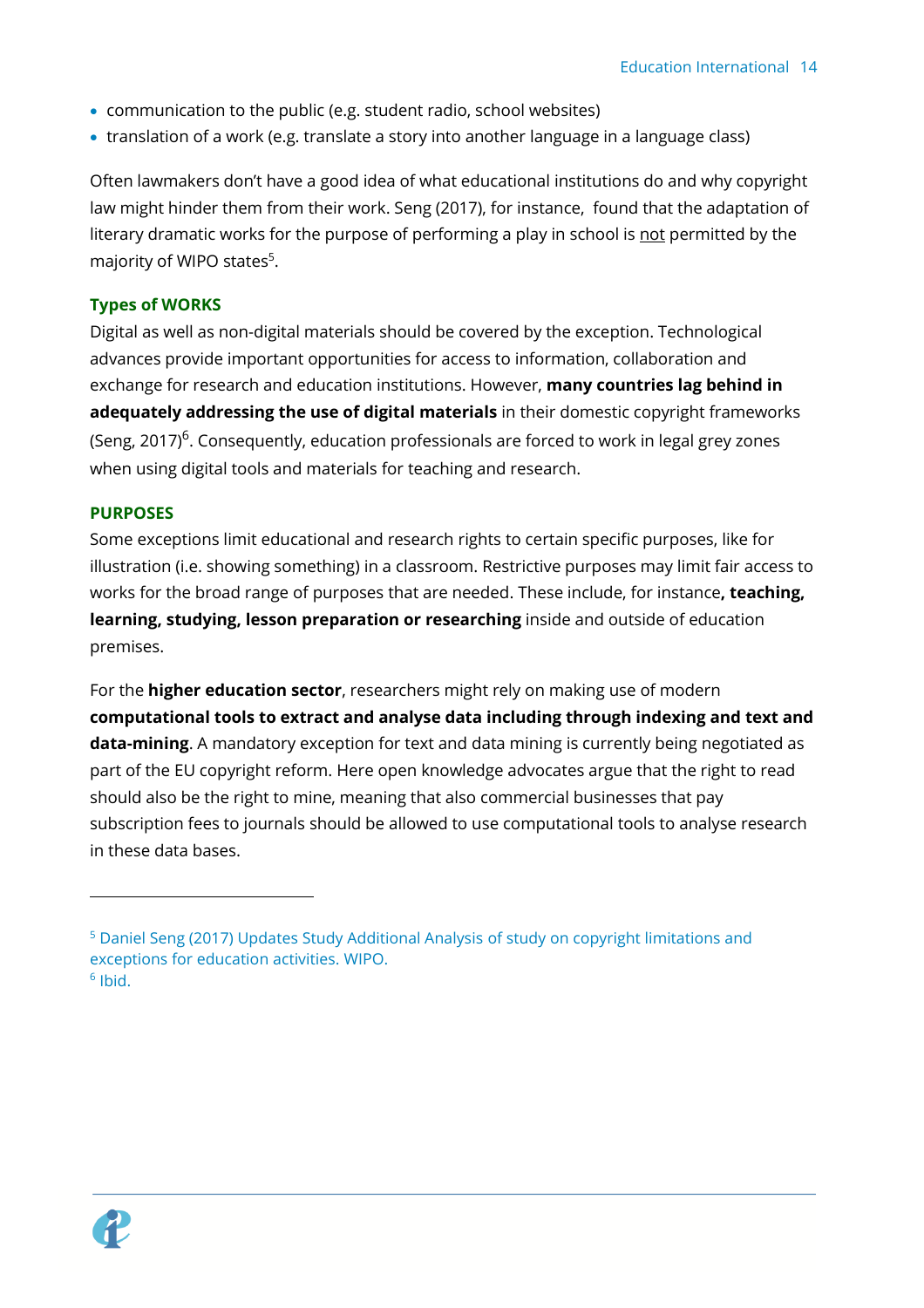- communication to the public (e.g. student radio, school websites)
- translation of a work (e.g. translate a story into another language in a language class)

Often lawmakers don't have a good idea of what educational institutions do and why copyright law might hinder them from their work. Seng (2017), for instance, found that the adaptation of literary dramatic works for the purpose of performing a play in school is not permitted by the majority of WIPO states[5].

### Types of WORKS

Digital as well as non-digital materials should be covered by the exception. Technological advances provide important opportunities for access to information, collaboration and exchange for research and education institutions. However, **many countries lag behind in adequately addressing the use of digital materials** in their domestic copyright frameworks (Seng, 2017)[6]. Consequently, education professionals are forced to work in legal grey zones when using digital tools and materials for teaching and research.

### PURPOSES

Some exceptions limit educational and research rights to certain specific purposes, like for illustration (i.e. showing something) in a classroom. Restrictive purposes may limit fair access to works for the broad range of purposes that are needed. These include, for instance**, teaching, learning, studying, lesson preparation or researching** inside and outside of education premises.

For the **higher education sector**, researchers might rely on making use of modern **computational tools to extract and analyse data including through indexing and text and data-mining**. A mandatory exception for text and data mining is currently being negotiated as part of the EU copyright reform. Here open knowledge advocates argue that the right to read should also be the right to mine, meaning that also commercial businesses that pay subscription fees to journals should be allowed to use computational tools to analyse research in these data bases.

---

[5] Daniel Seng (2017) Updates Study Additional Analysis of study on copyright limitations and exceptions for education activities. WIPO.

[6] Ibid.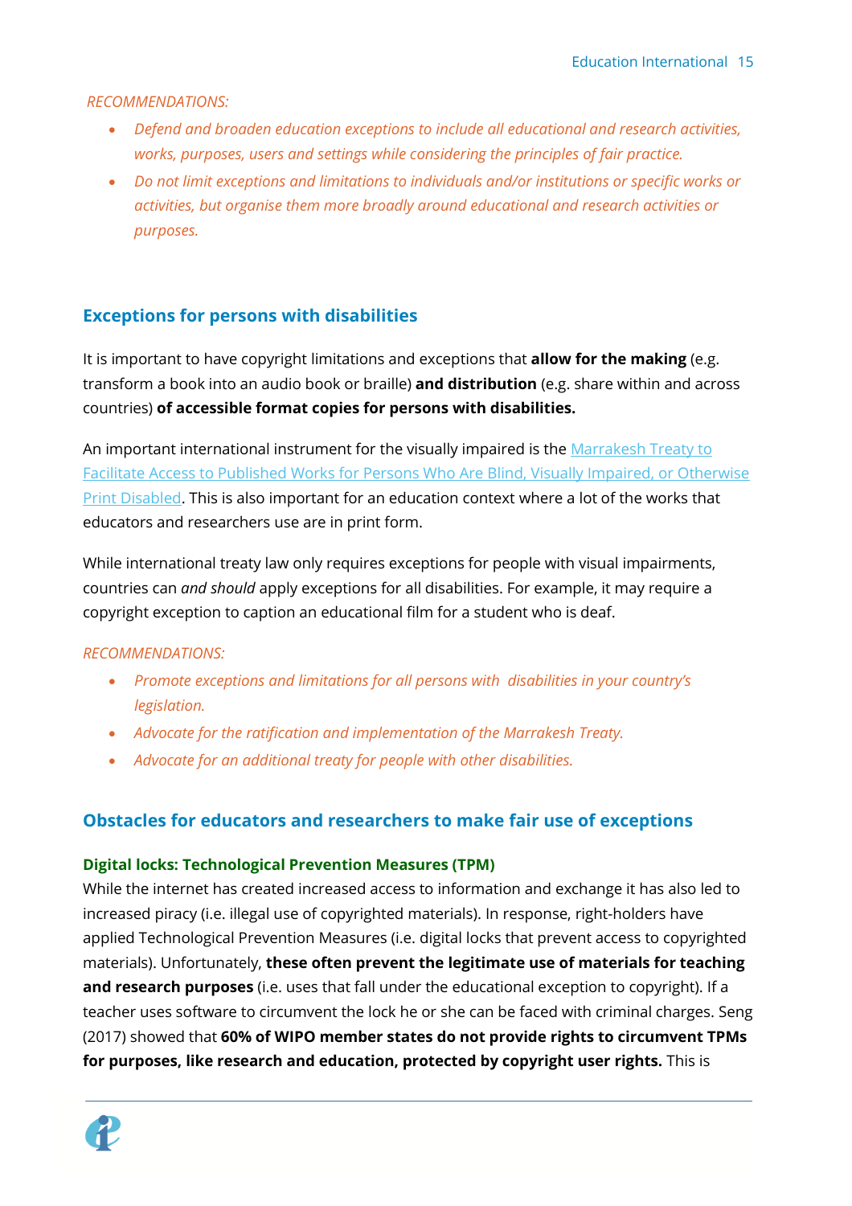*RECOMMENDATIONS:*

- *Defend and broaden education exceptions to include all educational and research activities, works, purposes, users and settings while considering the principles of fair practice.*
- *Do not limit exceptions and limitations to individuals and/or institutions or specific works or activities, but organise them more broadly around educational and research activities or purposes.*

## Exceptions for persons with disabilities

It is important to have copyright limitations and exceptions that **allow for the making** (e.g. transform a book into an audio book or braille) **and distribution** (e.g. share within and across countries) **of accessible format copies for persons with disabilities.**

An important international instrument for the visually impaired is the Marrakesh Treaty to Facilitate Access to Published Works for Persons Who Are Blind, Visually Impaired, or Otherwise Print Disabled. This is also important for an education context where a lot of the works that educators and researchers use are in print form.

While international treaty law only requires exceptions for people with visual impairments, countries can *and should* apply exceptions for all disabilities. For example, it may require a copyright exception to caption an educational film for a student who is deaf.

*RECOMMENDATIONS:*

- *Promote exceptions and limitations for all persons with disabilities in your country's legislation.*
- *Advocate for the ratification and implementation of the Marrakesh Treaty.*
- *Advocate for an additional treaty for people with other disabilities.*

## Obstacles for educators and researchers to make fair use of exceptions

### Digital locks: Technological Prevention Measures (TPM)

While the internet has created increased access to information and exchange it has also led to increased piracy (i.e. illegal use of copyrighted materials). In response, right-holders have applied Technological Prevention Measures (i.e. digital locks that prevent access to copyrighted materials). Unfortunately, **these often prevent the legitimate use of materials for teaching and research purposes** (i.e. uses that fall under the educational exception to copyright). If a teacher uses software to circumvent the lock he or she can be faced with criminal charges. Seng (2017) showed that **60% of WIPO member states do not provide rights to circumvent TPMs for purposes, like research and education, protected by copyright user rights.** This is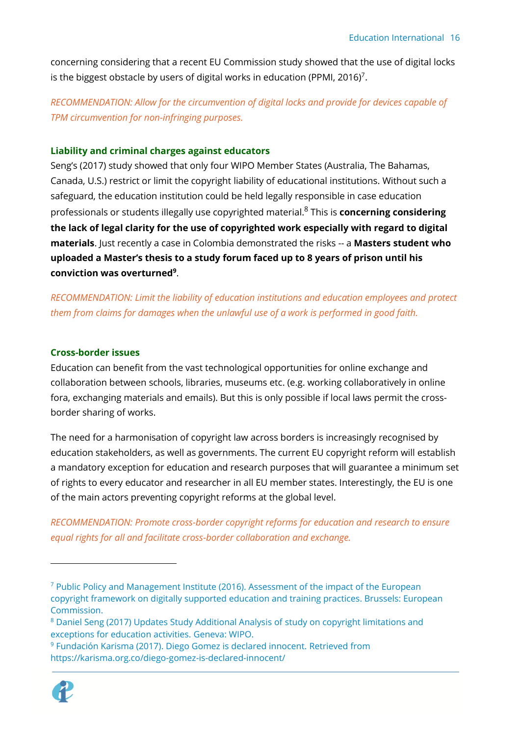concerning considering that a recent EU Commission study showed that the use of digital locks is the biggest obstacle by users of digital works in education (PPMI, 2016)[7].

*RECOMMENDATION: Allow for the circumvention of digital locks and provide for devices capable of TPM circumvention for non-infringing purposes.*

### Liability and criminal charges against educators

Seng's (2017) study showed that only four WIPO Member States (Australia, The Bahamas, Canada, U.S.) restrict or limit the copyright liability of educational institutions. Without such a safeguard, the education institution could be held legally responsible in case education professionals or students illegally use copyrighted material.[8] This is **concerning considering the lack of legal clarity for the use of copyrighted work especially with regard to digital materials**. Just recently a case in Colombia demonstrated the risks -- a **Masters student who uploaded a Master's thesis to a study forum faced up to 8 years of prison until his conviction was overturned**[9].

*RECOMMENDATION: Limit the liability of education institutions and education employees and protect them from claims for damages when the unlawful use of a work is performed in good faith.*

### Cross-border issues

Education can benefit from the vast technological opportunities for online exchange and collaboration between schools, libraries, museums etc. (e.g. working collaboratively in online fora, exchanging materials and emails). But this is only possible if local laws permit the cross-border sharing of works.

The need for a harmonisation of copyright law across borders is increasingly recognised by education stakeholders, as well as governments. The current EU copyright reform will establish a mandatory exception for education and research purposes that will guarantee a minimum set of rights to every educator and researcher in all EU member states. Interestingly, the EU is one of the main actors preventing copyright reforms at the global level.

*RECOMMENDATION: Promote cross-border copyright reforms for education and research to ensure equal rights for all and facilitate cross-border collaboration and exchange.*

---

[7] Public Policy and Management Institute (2016). Assessment of the impact of the European copyright framework on digitally supported education and training practices. Brussels: European Commission.

[8] Daniel Seng (2017) Updates Study Additional Analysis of study on copyright limitations and exceptions for education activities. Geneva: WIPO.

[9] Fundación Karisma (2017). Diego Gomez is declared innocent. Retrieved from https://karisma.org.co/diego-gomez-is-declared-innocent/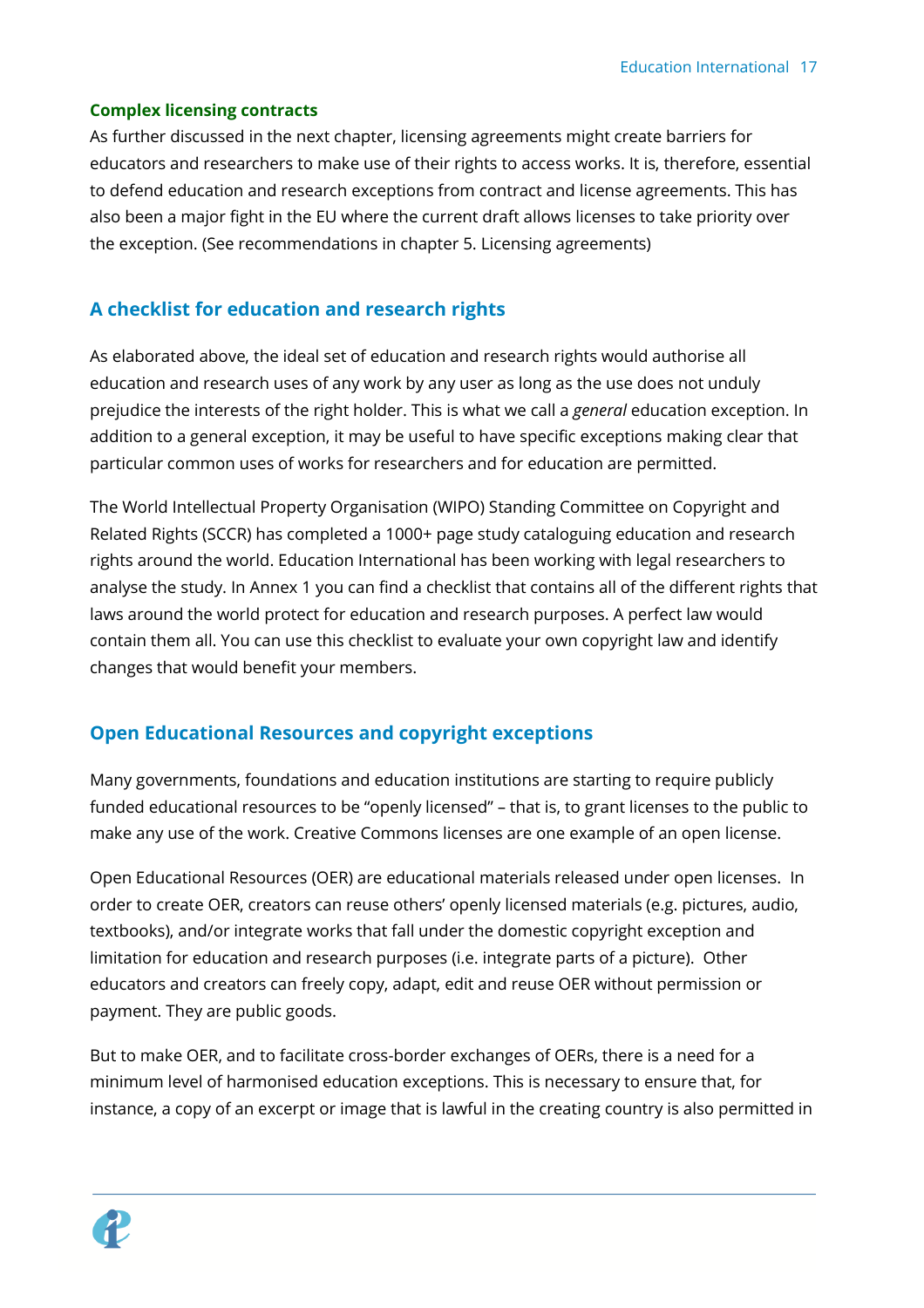### Complex licensing contracts

As further discussed in the next chapter, licensing agreements might create barriers for educators and researchers to make use of their rights to access works. It is, therefore, essential to defend education and research exceptions from contract and license agreements. This has also been a major fight in the EU where the current draft allows licenses to take priority over the exception. (See recommendations in chapter 5. Licensing agreements)

## A checklist for education and research rights

As elaborated above, the ideal set of education and research rights would authorise all education and research uses of any work by any user as long as the use does not unduly prejudice the interests of the right holder. This is what we call a *general* education exception. In addition to a general exception, it may be useful to have specific exceptions making clear that particular common uses of works for researchers and for education are permitted.

The World Intellectual Property Organisation (WIPO) Standing Committee on Copyright and Related Rights (SCCR) has completed a 1000+ page study cataloguing education and research rights around the world. Education International has been working with legal researchers to analyse the study. In Annex 1 you can find a checklist that contains all of the different rights that laws around the world protect for education and research purposes. A perfect law would contain them all. You can use this checklist to evaluate your own copyright law and identify changes that would benefit your members.

## Open Educational Resources and copyright exceptions

Many governments, foundations and education institutions are starting to require publicly funded educational resources to be "openly licensed" – that is, to grant licenses to the public to make any use of the work. Creative Commons licenses are one example of an open license.

Open Educational Resources (OER) are educational materials released under open licenses. In order to create OER, creators can reuse others' openly licensed materials (e.g. pictures, audio, textbooks), and/or integrate works that fall under the domestic copyright exception and limitation for education and research purposes (i.e. integrate parts of a picture). Other educators and creators can freely copy, adapt, edit and reuse OER without permission or payment. They are public goods.

But to make OER, and to facilitate cross-border exchanges of OERs, there is a need for a minimum level of harmonised education exceptions. This is necessary to ensure that, for instance, a copy of an excerpt or image that is lawful in the creating country is also permitted in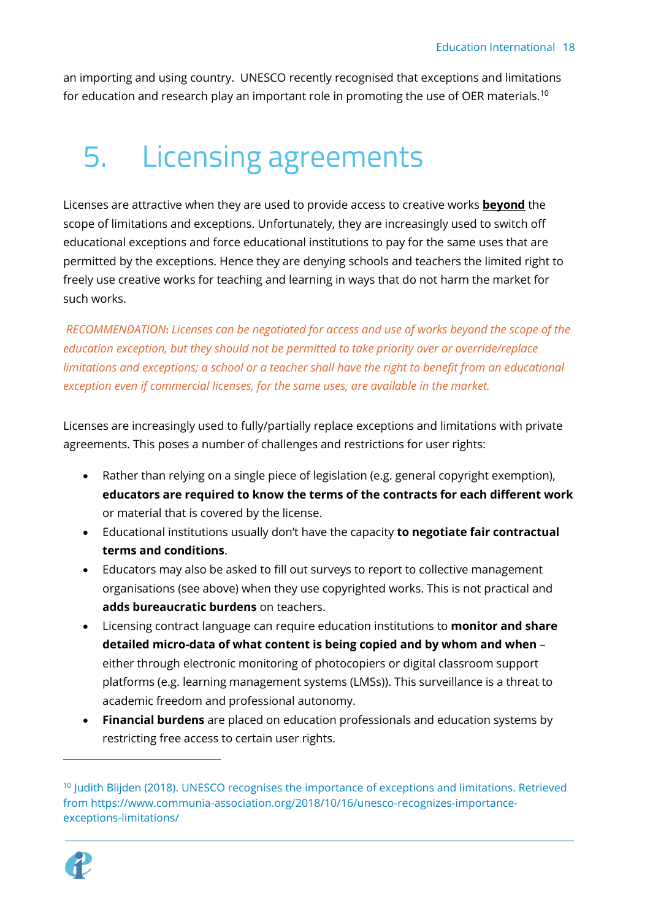an importing and using country. UNESCO recently recognised that exceptions and limitations for education and research play an important role in promoting the use of OER materials.[10]

# 5. Licensing agreements

Licenses are attractive when they are used to provide access to creative works **beyond** the scope of limitations and exceptions. Unfortunately, they are increasingly used to switch off educational exceptions and force educational institutions to pay for the same uses that are permitted by the exceptions. Hence they are denying schools and teachers the limited right to freely use creative works for teaching and learning in ways that do not harm the market for such works.

*RECOMMENDATION*: *Licenses can be negotiated for access and use of works beyond the scope of the education exception, but they should not be permitted to take priority over or override/replace limitations and exceptions; a school or a teacher shall have the right to benefit from an educational exception even if commercial licenses, for the same uses, are available in the market.*

Licenses are increasingly used to fully/partially replace exceptions and limitations with private agreements. This poses a number of challenges and restrictions for user rights:

- Rather than relying on a single piece of legislation (e.g. general copyright exemption), **educators are required to know the terms of the contracts for each different work** or material that is covered by the license.
- Educational institutions usually don't have the capacity **to negotiate fair contractual terms and conditions**.
- Educators may also be asked to fill out surveys to report to collective management organisations (see above) when they use copyrighted works. This is not practical and **adds bureaucratic burdens** on teachers.
- Licensing contract language can require education institutions to **monitor and share detailed micro-data of what content is being copied and by whom and when** – either through electronic monitoring of photocopiers or digital classroom support platforms (e.g. learning management systems (LMSs)). This surveillance is a threat to academic freedom and professional autonomy.
- **Financial burdens** are placed on education professionals and education systems by restricting free access to certain user rights.

[10] Judith Blijden (2018). UNESCO recognises the importance of exceptions and limitations. Retrieved from https://www.communia-association.org/2018/10/16/unesco-recognizes-importance-exceptions-limitations/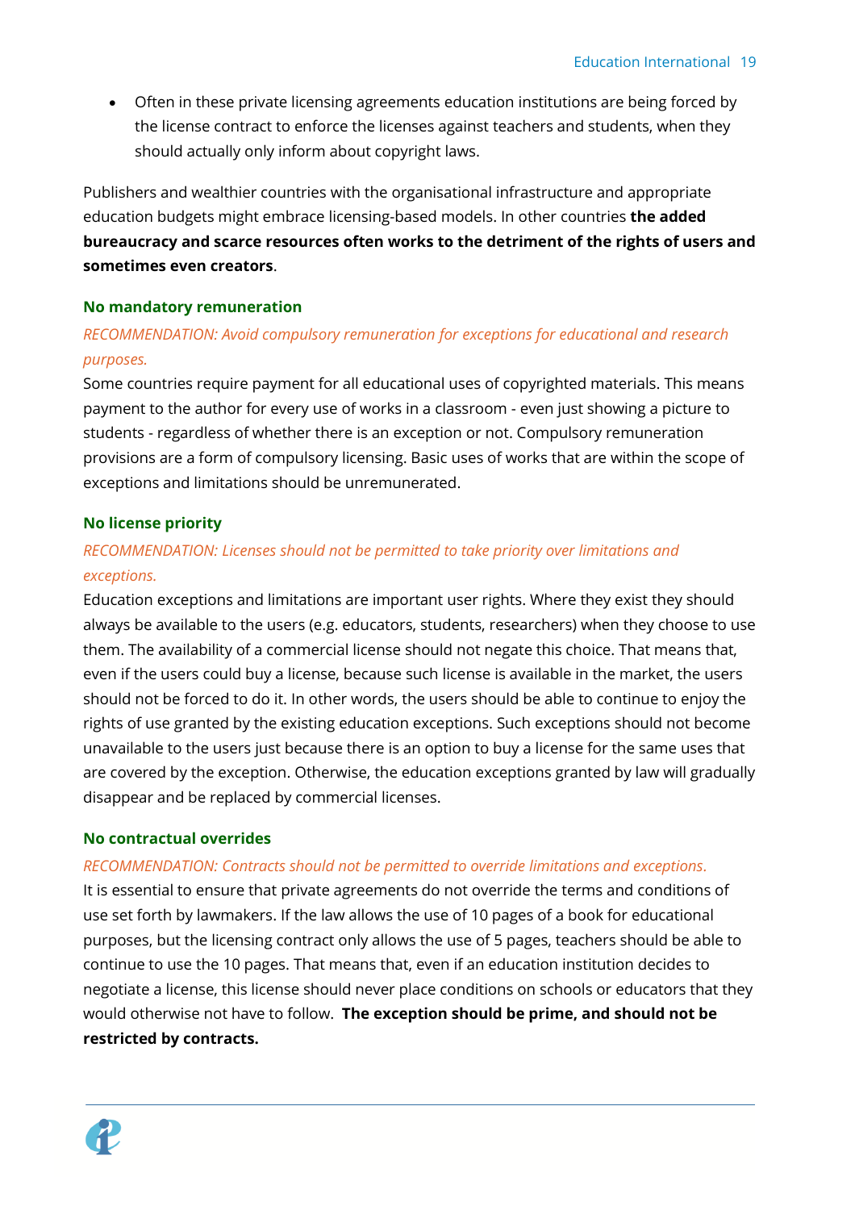- Often in these private licensing agreements education institutions are being forced by the license contract to enforce the licenses against teachers and students, when they should actually only inform about copyright laws.

Publishers and wealthier countries with the organisational infrastructure and appropriate education budgets might embrace licensing-based models. In other countries **the added bureaucracy and scarce resources often works to the detriment of the rights of users and sometimes even creators**.

### No mandatory remuneration

*RECOMMENDATION: Avoid compulsory remuneration for exceptions for educational and research purposes.*

Some countries require payment for all educational uses of copyrighted materials. This means payment to the author for every use of works in a classroom - even just showing a picture to students - regardless of whether there is an exception or not. Compulsory remuneration provisions are a form of compulsory licensing. Basic uses of works that are within the scope of exceptions and limitations should be unremunerated.

### No license priority

*RECOMMENDATION: Licenses should not be permitted to take priority over limitations and exceptions.*

Education exceptions and limitations are important user rights. Where they exist they should always be available to the users (e.g. educators, students, researchers) when they choose to use them. The availability of a commercial license should not negate this choice. That means that, even if the users could buy a license, because such license is available in the market, the users should not be forced to do it. In other words, the users should be able to continue to enjoy the rights of use granted by the existing education exceptions. Such exceptions should not become unavailable to the users just because there is an option to buy a license for the same uses that are covered by the exception. Otherwise, the education exceptions granted by law will gradually disappear and be replaced by commercial licenses.

### No contractual overrides

*RECOMMENDATION: Contracts should not be permitted to override limitations and exceptions.*

It is essential to ensure that private agreements do not override the terms and conditions of use set forth by lawmakers. If the law allows the use of 10 pages of a book for educational purposes, but the licensing contract only allows the use of 5 pages, teachers should be able to continue to use the 10 pages. That means that, even if an education institution decides to negotiate a license, this license should never place conditions on schools or educators that they would otherwise not have to follow. **The exception should be prime, and should not be restricted by contracts.**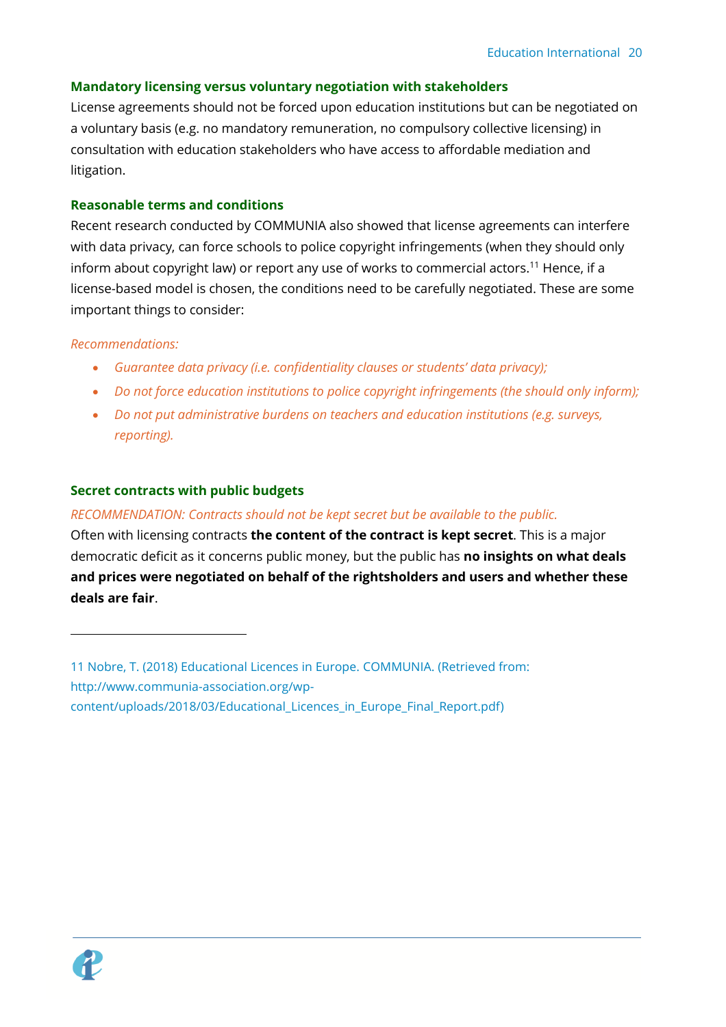### Mandatory licensing versus voluntary negotiation with stakeholders

License agreements should not be forced upon education institutions but can be negotiated on a voluntary basis (e.g. no mandatory remuneration, no compulsory collective licensing) in consultation with education stakeholders who have access to affordable mediation and litigation.

### Reasonable terms and conditions

Recent research conducted by COMMUNIA also showed that license agreements can interfere with data privacy, can force schools to police copyright infringements (when they should only inform about copyright law) or report any use of works to commercial actors.[11] Hence, if a license-based model is chosen, the conditions need to be carefully negotiated. These are some important things to consider:

*Recommendations:*

- *Guarantee data privacy (i.e. confidentiality clauses or students' data privacy);*
- *Do not force education institutions to police copyright infringements (the should only inform);*
- *Do not put administrative burdens on teachers and education institutions (e.g. surveys, reporting).*

### Secret contracts with public budgets

*RECOMMENDATION: Contracts should not be kept secret but be available to the public.*

Often with licensing contracts **the content of the contract is kept secret**. This is a major democratic deficit as it concerns public money, but the public has **no insights on what deals and prices were negotiated on behalf of the rightsholders and users and whether these deals are fair**.

---

11 Nobre, T. (2018) Educational Licences in Europe. COMMUNIA. (Retrieved from: http://www.communia-association.org/wp-content/uploads/2018/03/Educational_Licences_in_Europe_Final_Report.pdf)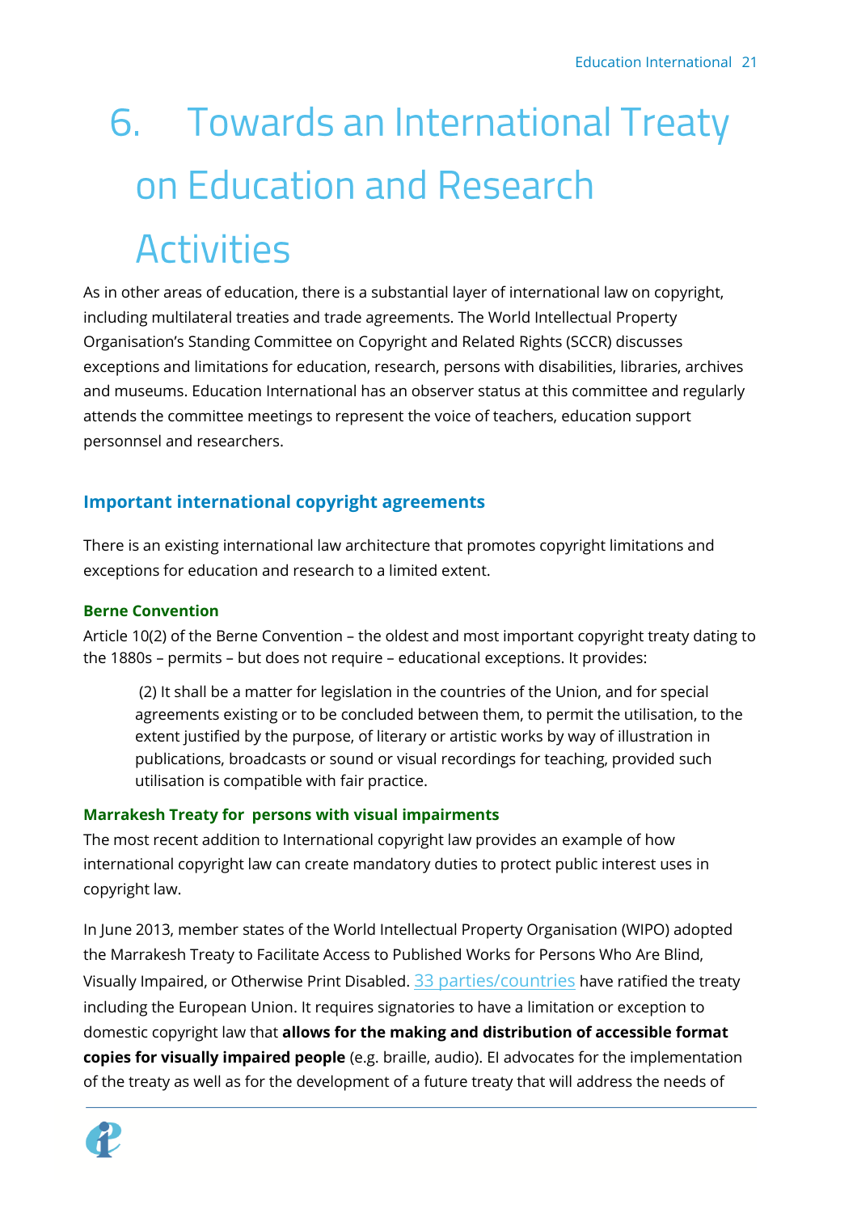# 6. Towards an International Treaty on Education and Research Activities

As in other areas of education, there is a substantial layer of international law on copyright, including multilateral treaties and trade agreements. The World Intellectual Property Organisation's Standing Committee on Copyright and Related Rights (SCCR) discusses exceptions and limitations for education, research, persons with disabilities, libraries, archives and museums. Education International has an observer status at this committee and regularly attends the committee meetings to represent the voice of teachers, education support personnsel and researchers.

## Important international copyright agreements

There is an existing international law architecture that promotes copyright limitations and exceptions for education and research to a limited extent.

### Berne Convention

Article 10(2) of the Berne Convention – the oldest and most important copyright treaty dating to the 1880s – permits – but does not require – educational exceptions. It provides:

> (2) It shall be a matter for legislation in the countries of the Union, and for special agreements existing or to be concluded between them, to permit the utilisation, to the extent justified by the purpose, of literary or artistic works by way of illustration in publications, broadcasts or sound or visual recordings for teaching, provided such utilisation is compatible with fair practice.

### Marrakesh Treaty for persons with visual impairments

The most recent addition to International copyright law provides an example of how international copyright law can create mandatory duties to protect public interest uses in copyright law.

In June 2013, member states of the World Intellectual Property Organisation (WIPO) adopted the Marrakesh Treaty to Facilitate Access to Published Works for Persons Who Are Blind, Visually Impaired, or Otherwise Print Disabled. 33 parties/countries have ratified the treaty including the European Union. It requires signatories to have a limitation or exception to domestic copyright law that **allows for the making and distribution of accessible format copies for visually impaired people** (e.g. braille, audio). EI advocates for the implementation of the treaty as well as for the development of a future treaty that will address the needs of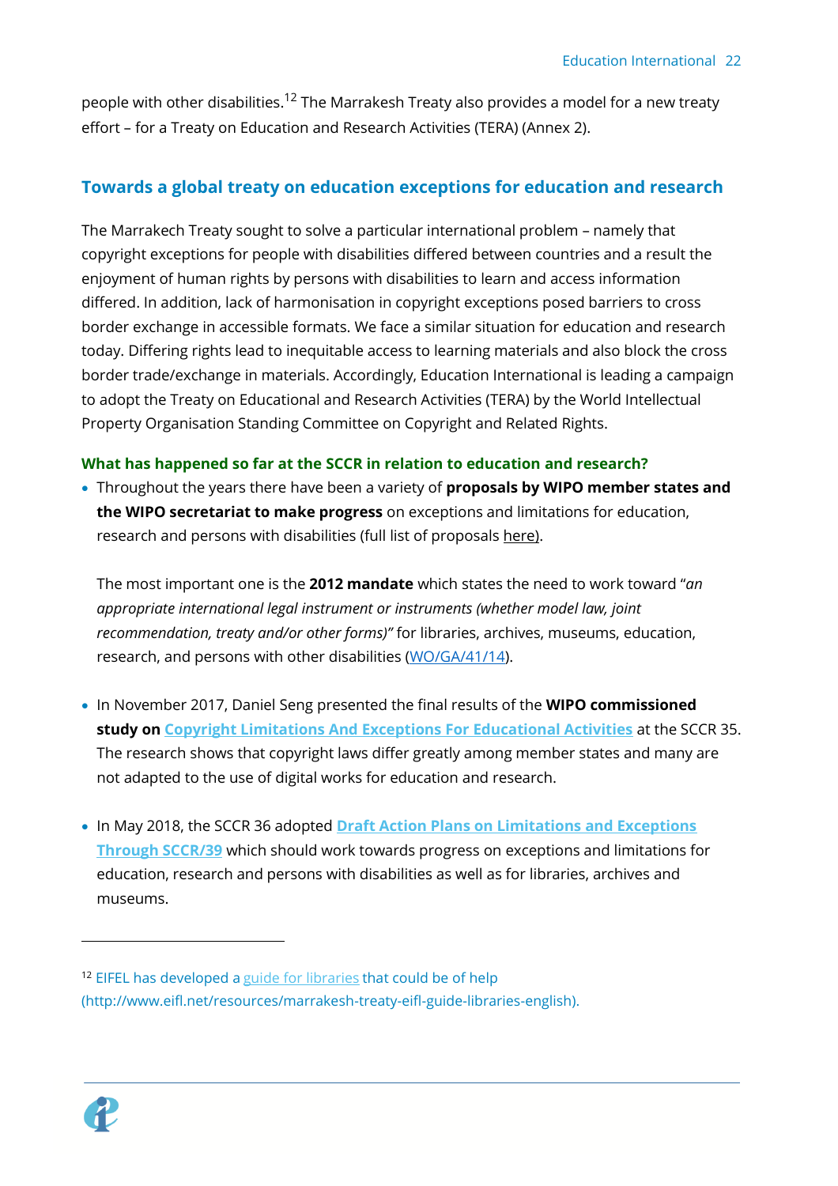people with other disabilities.[12] The Marrakesh Treaty also provides a model for a new treaty effort – for a Treaty on Education and Research Activities (TERA) (Annex 2).

## Towards a global treaty on education exceptions for education and research

The Marrakech Treaty sought to solve a particular international problem – namely that copyright exceptions for people with disabilities differed between countries and a result the enjoyment of human rights by persons with disabilities to learn and access information differed. In addition, lack of harmonisation in copyright exceptions posed barriers to cross border exchange in accessible formats. We face a similar situation for education and research today. Differing rights lead to inequitable access to learning materials and also block the cross border trade/exchange in materials. Accordingly, Education International is leading a campaign to adopt the Treaty on Educational and Research Activities (TERA) by the World Intellectual Property Organisation Standing Committee on Copyright and Related Rights.

### What has happened so far at the SCCR in relation to education and research?

- Throughout the years there have been a variety of **proposals by WIPO member states and the WIPO secretariat to make progress** on exceptions and limitations for education, research and persons with disabilities (full list of proposals here).

  The most important one is the **2012 mandate** which states the need to work toward "*an appropriate international legal instrument or instruments (whether model law, joint recommendation, treaty and/or other forms)"* for libraries, archives, museums, education, research, and persons with other disabilities (WO/GA/41/14).

- In November 2017, Daniel Seng presented the final results of the **WIPO commissioned study on Copyright Limitations And Exceptions For Educational Activities** at the SCCR 35. The research shows that copyright laws differ greatly among member states and many are not adapted to the use of digital works for education and research.

- In May 2018, the SCCR 36 adopted **Draft Action Plans on Limitations and Exceptions Through SCCR/39** which should work towards progress on exceptions and limitations for education, research and persons with disabilities as well as for libraries, archives and museums.

---

[12] EIFEL has developed a guide for libraries that could be of help (http://www.eifl.net/resources/marrakesh-treaty-eifl-guide-libraries-english).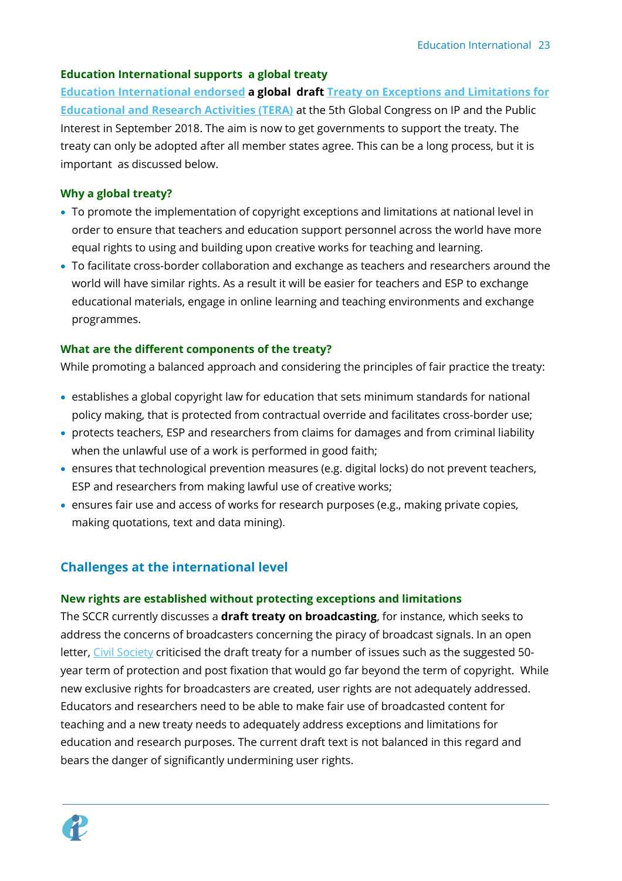### Education International supports a global treaty

Education International endorsed **a global draft** Treaty on Exceptions and Limitations for Educational and Research Activities (TERA) at the 5th Global Congress on IP and the Public Interest in September 2018. The aim is now to get governments to support the treaty. The treaty can only be adopted after all member states agree. This can be a long process, but it is important as discussed below.

### Why a global treaty?

- To promote the implementation of copyright exceptions and limitations at national level in order to ensure that teachers and education support personnel across the world have more equal rights to using and building upon creative works for teaching and learning.
- To facilitate cross-border collaboration and exchange as teachers and researchers around the world will have similar rights. As a result it will be easier for teachers and ESP to exchange educational materials, engage in online learning and teaching environments and exchange programmes.

### What are the different components of the treaty?

While promoting a balanced approach and considering the principles of fair practice the treaty:

- establishes a global copyright law for education that sets minimum standards for national policy making, that is protected from contractual override and facilitates cross-border use;
- protects teachers, ESP and researchers from claims for damages and from criminal liability when the unlawful use of a work is performed in good faith;
- ensures that technological prevention measures (e.g. digital locks) do not prevent teachers, ESP and researchers from making lawful use of creative works;
- ensures fair use and access of works for research purposes (e.g., making private copies, making quotations, text and data mining).

## Challenges at the international level

### New rights are established without protecting exceptions and limitations

The SCCR currently discusses a **draft treaty on broadcasting**, for instance, which seeks to address the concerns of broadcasters concerning the piracy of broadcast signals. In an open letter, Civil Society criticised the draft treaty for a number of issues such as the suggested 50-year term of protection and post fixation that would go far beyond the term of copyright. While new exclusive rights for broadcasters are created, user rights are not adequately addressed. Educators and researchers need to be able to make fair use of broadcasted content for teaching and a new treaty needs to adequately address exceptions and limitations for education and research purposes. The current draft text is not balanced in this regard and bears the danger of significantly undermining user rights.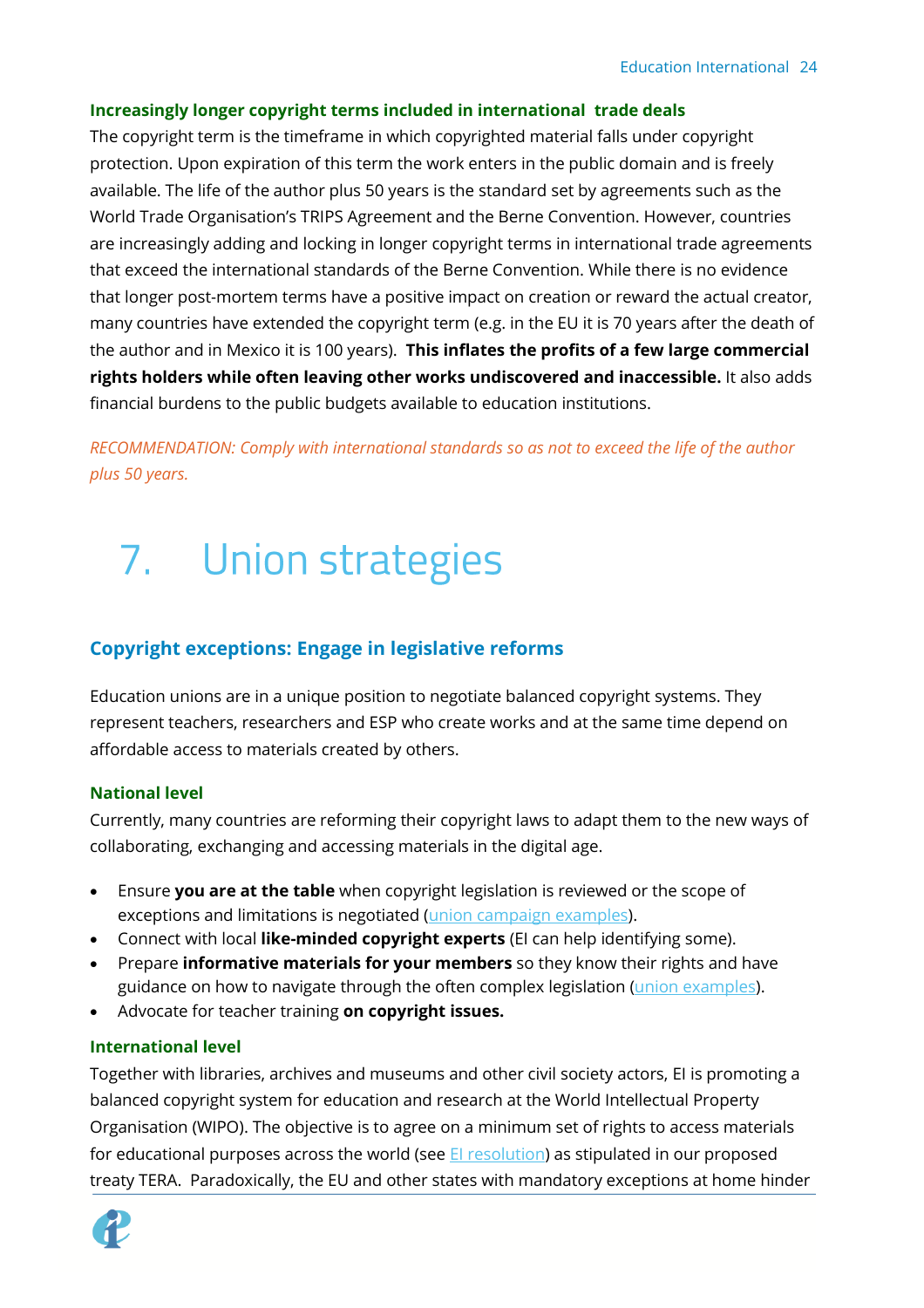### Increasingly longer copyright terms included in international trade deals

The copyright term is the timeframe in which copyrighted material falls under copyright protection. Upon expiration of this term the work enters in the public domain and is freely available. The life of the author plus 50 years is the standard set by agreements such as the World Trade Organisation's TRIPS Agreement and the Berne Convention. However, countries are increasingly adding and locking in longer copyright terms in international trade agreements that exceed the international standards of the Berne Convention. While there is no evidence that longer post-mortem terms have a positive impact on creation or reward the actual creator, many countries have extended the copyright term (e.g. in the EU it is 70 years after the death of the author and in Mexico it is 100 years). **This inflates the profits of a few large commercial rights holders while often leaving other works undiscovered and inaccessible.** It also adds financial burdens to the public budgets available to education institutions.

*RECOMMENDATION: Comply with international standards so as not to exceed the life of the author plus 50 years.*

# 7. Union strategies

## Copyright exceptions: Engage in legislative reforms

Education unions are in a unique position to negotiate balanced copyright systems. They represent teachers, researchers and ESP who create works and at the same time depend on affordable access to materials created by others.

### National level

Currently, many countries are reforming their copyright laws to adapt them to the new ways of collaborating, exchanging and accessing materials in the digital age.

- Ensure **you are at the table** when copyright legislation is reviewed or the scope of exceptions and limitations is negotiated (union campaign examples).
- Connect with local **like-minded copyright experts** (EI can help identifying some).
- Prepare **informative materials for your members** so they know their rights and have guidance on how to navigate through the often complex legislation (union examples).
- Advocate for teacher training **on copyright issues.**

### International level

Together with libraries, archives and museums and other civil society actors, EI is promoting a balanced copyright system for education and research at the World Intellectual Property Organisation (WIPO). The objective is to agree on a minimum set of rights to access materials for educational purposes across the world (see EI resolution) as stipulated in our proposed treaty TERA. Paradoxically, the EU and other states with mandatory exceptions at home hinder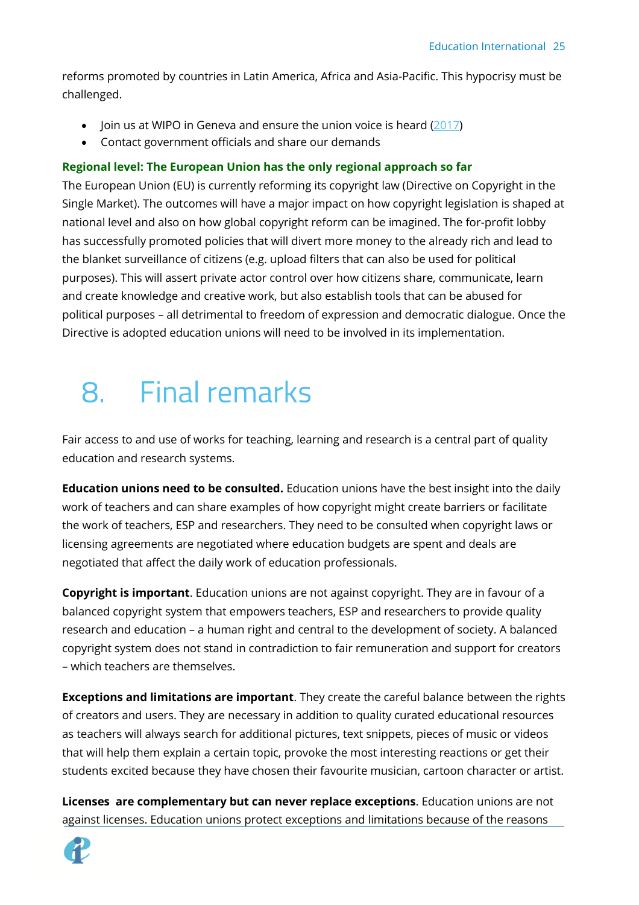reforms promoted by countries in Latin America, Africa and Asia-Pacific. This hypocrisy must be challenged.

- Join us at WIPO in Geneva and ensure the union voice is heard (2017)
- Contact government officials and share our demands

**Regional level: The European Union has the only regional approach so far**

The European Union (EU) is currently reforming its copyright law (Directive on Copyright in the Single Market). The outcomes will have a major impact on how copyright legislation is shaped at national level and also on how global copyright reform can be imagined. The for-profit lobby has successfully promoted policies that will divert more money to the already rich and lead to the blanket surveillance of citizens (e.g. upload filters that can also be used for political purposes). This will assert private actor control over how citizens share, communicate, learn and create knowledge and creative work, but also establish tools that can be abused for political purposes – all detrimental to freedom of expression and democratic dialogue. Once the Directive is adopted education unions will need to be involved in its implementation.

# 8. Final remarks

Fair access to and use of works for teaching, learning and research is a central part of quality education and research systems.

**Education unions need to be consulted.** Education unions have the best insight into the daily work of teachers and can share examples of how copyright might create barriers or facilitate the work of teachers, ESP and researchers. They need to be consulted when copyright laws or licensing agreements are negotiated where education budgets are spent and deals are negotiated that affect the daily work of education professionals.

**Copyright is important**. Education unions are not against copyright. They are in favour of a balanced copyright system that empowers teachers, ESP and researchers to provide quality research and education – a human right and central to the development of society. A balanced copyright system does not stand in contradiction to fair remuneration and support for creators – which teachers are themselves.

**Exceptions and limitations are important**. They create the careful balance between the rights of creators and users. They are necessary in addition to quality curated educational resources as teachers will always search for additional pictures, text snippets, pieces of music or videos that will help them explain a certain topic, provoke the most interesting reactions or get their students excited because they have chosen their favourite musician, cartoon character or artist.

**Licenses are complementary but can never replace exceptions**. Education unions are not against licenses. Education unions protect exceptions and limitations because of the reasons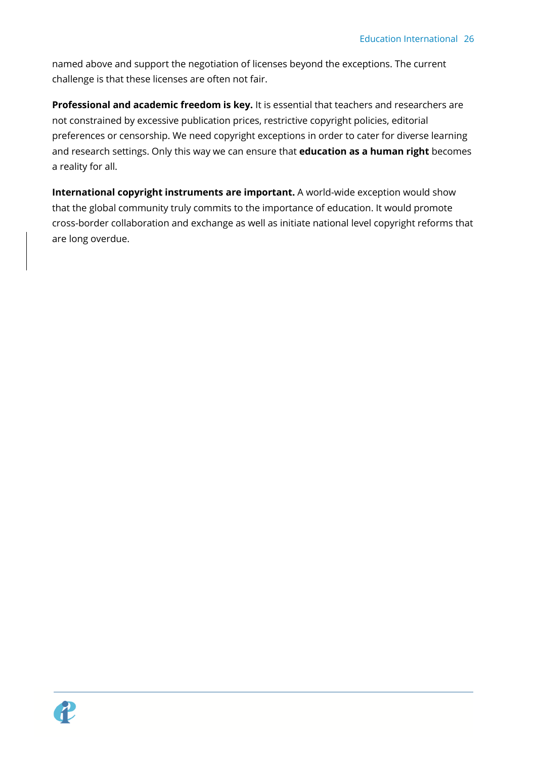named above and support the negotiation of licenses beyond the exceptions. The current challenge is that these licenses are often not fair.

**Professional and academic freedom is key.** It is essential that teachers and researchers are not constrained by excessive publication prices, restrictive copyright policies, editorial preferences or censorship. We need copyright exceptions in order to cater for diverse learning and research settings. Only this way we can ensure that **education as a human right** becomes a reality for all.

**International copyright instruments are important.** A world-wide exception would show that the global community truly commits to the importance of education. It would promote cross-border collaboration and exchange as well as initiate national level copyright reforms that are long overdue.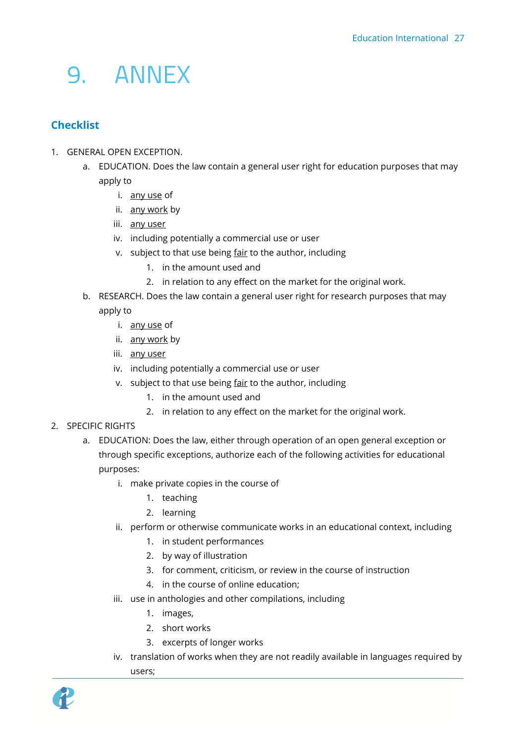# 9. ANNEX

## Checklist

1. GENERAL OPEN EXCEPTION.
    a. EDUCATION. Does the law contain a general user right for education purposes that may apply to
        i. <u>any use</u> of
        ii. <u>any work</u> by
        iii. <u>any user</u>
        iv. including potentially a commercial use or user
        v. subject to that use being <u>fair</u> to the author, including
            1. in the amount used and
            2. in relation to any effect on the market for the original work.
    b. RESEARCH. Does the law contain a general user right for research purposes that may apply to
        i. <u>any use</u> of
        ii. <u>any work</u> by
        iii. <u>any user</u>
        iv. including potentially a commercial use or user
        v. subject to that use being <u>fair</u> to the author, including
            1. in the amount used and
            2. in relation to any effect on the market for the original work.
2. SPECIFIC RIGHTS
    a. EDUCATION: Does the law, either through operation of an open general exception or through specific exceptions, authorize each of the following activities for educational purposes:
        i. make private copies in the course of
            1. teaching
            2. learning
        ii. perform or otherwise communicate works in an educational context, including
            1. in student performances
            2. by way of illustration
            3. for comment, criticism, or review in the course of instruction
            4. in the course of online education;
        iii. use in anthologies and other compilations, including
            1. images,
            2. short works
            3. excerpts of longer works
        iv. translation of works when they are not readily available in languages required by users;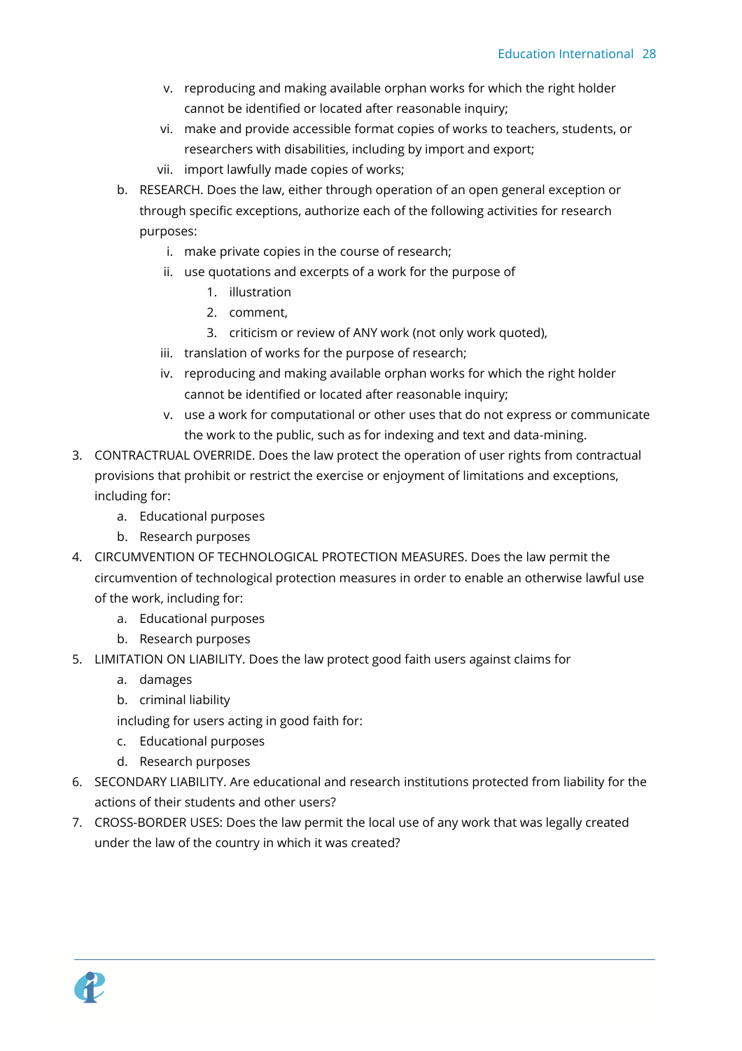v. reproducing and making available orphan works for which the right holder cannot be identified or located after reasonable inquiry;
   vi. make and provide accessible format copies of works to teachers, students, or researchers with disabilities, including by import and export;
   vii. import lawfully made copies of works;

   b. RESEARCH. Does the law, either through operation of an open general exception or through specific exceptions, authorize each of the following activities for research purposes:
      i. make private copies in the course of research;
      ii. use quotations and excerpts of a work for the purpose of
         1. illustration
         2. comment,
         3. criticism or review of ANY work (not only work quoted),
      iii. translation of works for the purpose of research;
      iv. reproducing and making available orphan works for which the right holder cannot be identified or located after reasonable inquiry;
      v. use a work for computational or other uses that do not express or communicate the work to the public, such as for indexing and text and data-mining.

3. CONTRACTRUAL OVERRIDE. Does the law protect the operation of user rights from contractual provisions that prohibit or restrict the exercise or enjoyment of limitations and exceptions, including for:
   a. Educational purposes
   b. Research purposes
4. CIRCUMVENTION OF TECHNOLOGICAL PROTECTION MEASURES. Does the law permit the circumvention of technological protection measures in order to enable an otherwise lawful use of the work, including for:
   a. Educational purposes
   b. Research purposes
5. LIMITATION ON LIABILITY. Does the law protect good faith users against claims for
   a. damages
   b. criminal liability

   including for users acting in good faith for:

   c. Educational purposes
   d. Research purposes
6. SECONDARY LIABILITY. Are educational and research institutions protected from liability for the actions of their students and other users?
7. CROSS-BORDER USES: Does the law permit the local use of any work that was legally created under the law of the country in which it was created?